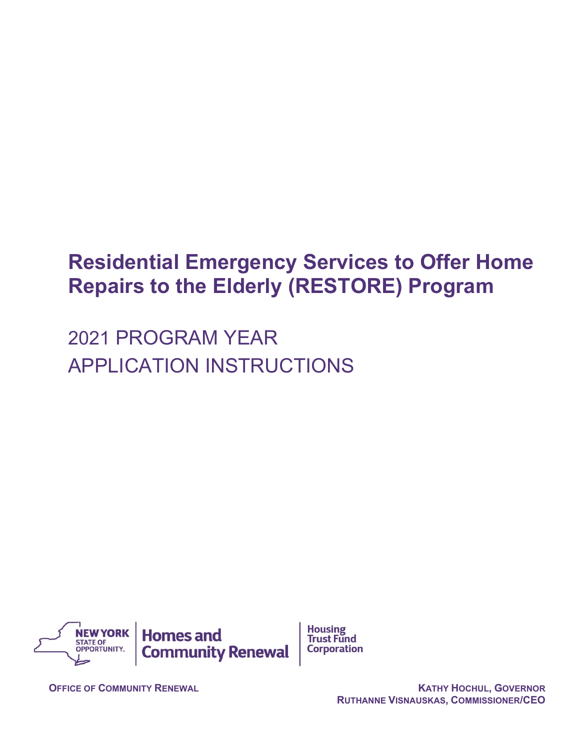# Residential Emergency Services to Offer Home Repairs to the Elderly (RESTORE) Program

2021 PROGRAM YEAR
APPLICATION INSTRUCTIONS

NEW YORK STATE OF OPPORTUNITY. | Homes and Community Renewal | Housing Trust Fund Corporation

OFFICE OF COMMUNITY RENEWAL

KATHY HOCHUL, GOVERNOR
RUTHANNE VISNAUSKAS, COMMISSIONER/CEO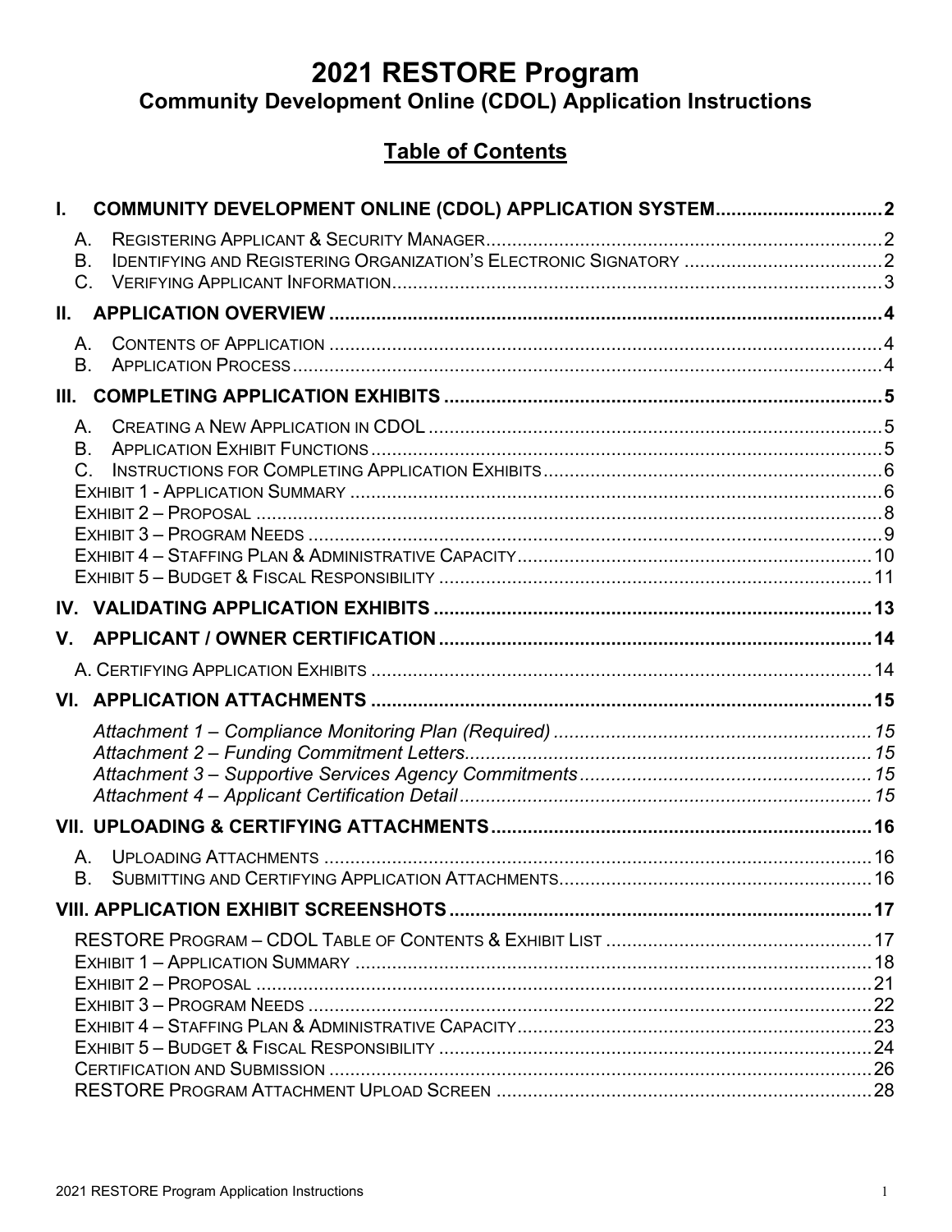# 2021 RESTORE Program

## Community Development Online (CDOL) Application Instructions

## Table of Contents

**I. COMMUNITY DEVELOPMENT ONLINE (CDOL) APPLICATION SYSTEM** .................. 2

- A. Registering Applicant & Security Manager .................. 2
- B. Identifying and Registering Organization's Electronic Signatory .................. 2
- C. Verifying Applicant Information .................. 3

**II. APPLICATION OVERVIEW** .................. 4

- A. Contents of Application .................. 4
- B. Application Process .................. 4

**III. COMPLETING APPLICATION EXHIBITS** .................. 5

- A. Creating a New Application in CDOL .................. 5
- B. Application Exhibit Functions .................. 5
- C. Instructions for Completing Application Exhibits .................. 6
- Exhibit 1 - Application Summary .................. 6
- Exhibit 2 – Proposal .................. 8
- Exhibit 3 – Program Needs .................. 9
- Exhibit 4 – Staffing Plan & Administrative Capacity .................. 10
- Exhibit 5 – Budget & Fiscal Responsibility .................. 11

**IV. VALIDATING APPLICATION EXHIBITS** .................. 13

**V. APPLICANT / OWNER CERTIFICATION** .................. 14

- A. Certifying Application Exhibits .................. 14

**VI. APPLICATION ATTACHMENTS** .................. 15

- *Attachment 1 – Compliance Monitoring Plan (Required)* .................. 15
- *Attachment 2 – Funding Commitment Letters* .................. 15
- *Attachment 3 – Supportive Services Agency Commitments* .................. 15
- *Attachment 4 – Applicant Certification Detail* .................. 15

**VII. UPLOADING & CERTIFYING ATTACHMENTS** .................. 16

- A. Uploading Attachments .................. 16
- B. Submitting and Certifying Application Attachments .................. 16

**VIII. APPLICATION EXHIBIT SCREENSHOTS** .................. 17

- RESTORE Program – CDOL Table of Contents & Exhibit List .................. 17
- Exhibit 1 – Application Summary .................. 18
- Exhibit 2 – Proposal .................. 21
- Exhibit 3 – Program Needs .................. 22
- Exhibit 4 – Staffing Plan & Administrative Capacity .................. 23
- Exhibit 5 – Budget & Fiscal Responsibility .................. 24
- Certification and Submission .................. 26
- RESTORE Program Attachment Upload Screen .................. 28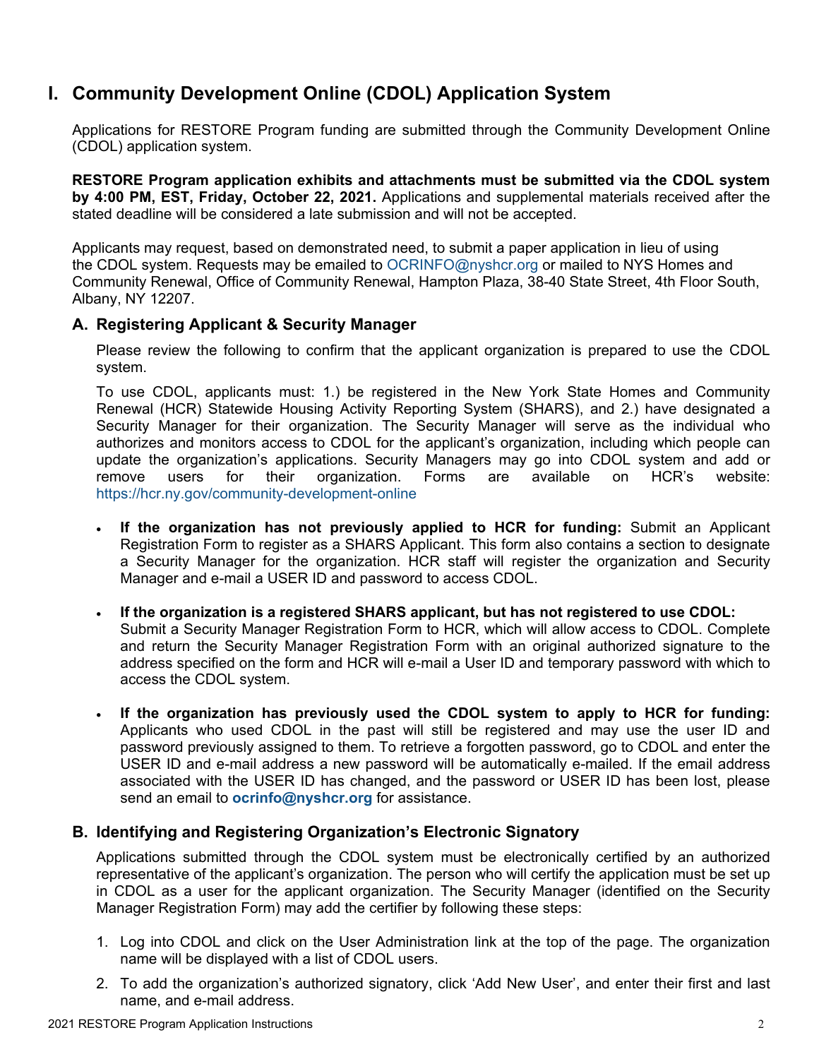# I. Community Development Online (CDOL) Application System

Applications for RESTORE Program funding are submitted through the Community Development Online (CDOL) application system.

**RESTORE Program application exhibits and attachments must be submitted via the CDOL system by 4:00 PM, EST, Friday, October 22, 2021.** Applications and supplemental materials received after the stated deadline will be considered a late submission and will not be accepted.

Applicants may request, based on demonstrated need, to submit a paper application in lieu of using the CDOL system. Requests may be emailed to OCRINFO@nyshcr.org or mailed to NYS Homes and Community Renewal, Office of Community Renewal, Hampton Plaza, 38-40 State Street, 4th Floor South, Albany, NY 12207.

## A. Registering Applicant & Security Manager

Please review the following to confirm that the applicant organization is prepared to use the CDOL system.

To use CDOL, applicants must: 1.) be registered in the New York State Homes and Community Renewal (HCR) Statewide Housing Activity Reporting System (SHARS), and 2.) have designated a Security Manager for their organization. The Security Manager will serve as the individual who authorizes and monitors access to CDOL for the applicant's organization, including which people can update the organization's applications. Security Managers may go into CDOL system and add or remove users for their organization. Forms are available on HCR's website: https://hcr.ny.gov/community-development-online

- **If the organization has not previously applied to HCR for funding:** Submit an Applicant Registration Form to register as a SHARS Applicant. This form also contains a section to designate a Security Manager for the organization. HCR staff will register the organization and Security Manager and e-mail a USER ID and password to access CDOL.
- **If the organization is a registered SHARS applicant, but has not registered to use CDOL:** Submit a Security Manager Registration Form to HCR, which will allow access to CDOL. Complete and return the Security Manager Registration Form with an original authorized signature to the address specified on the form and HCR will e-mail a User ID and temporary password with which to access the CDOL system.
- **If the organization has previously used the CDOL system to apply to HCR for funding:** Applicants who used CDOL in the past will still be registered and may use the user ID and password previously assigned to them. To retrieve a forgotten password, go to CDOL and enter the USER ID and e-mail address a new password will be automatically e-mailed. If the email address associated with the USER ID has changed, and the password or USER ID has been lost, please send an email to **ocrinfo@nyshcr.org** for assistance.

## B. Identifying and Registering Organization's Electronic Signatory

Applications submitted through the CDOL system must be electronically certified by an authorized representative of the applicant's organization. The person who will certify the application must be set up in CDOL as a user for the applicant organization. The Security Manager (identified on the Security Manager Registration Form) may add the certifier by following these steps:

1. Log into CDOL and click on the User Administration link at the top of the page. The organization name will be displayed with a list of CDOL users.
2. To add the organization's authorized signatory, click 'Add New User', and enter their first and last name, and e-mail address.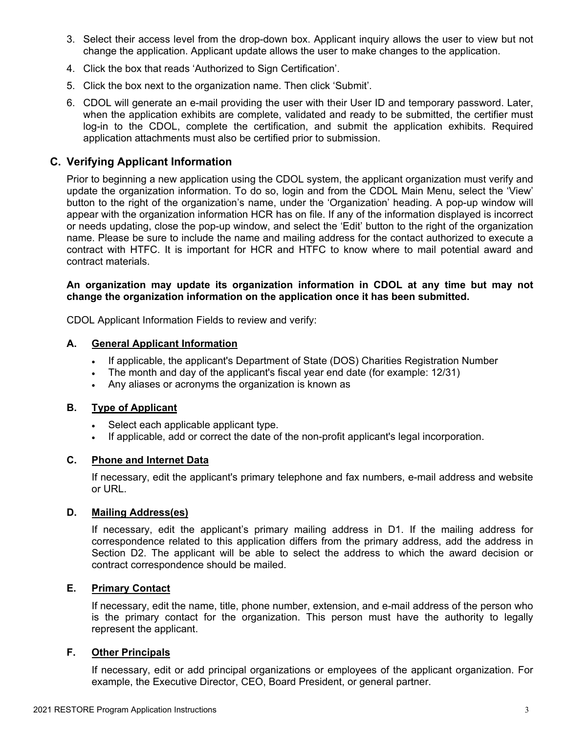3. Select their access level from the drop-down box. Applicant inquiry allows the user to view but not change the application. Applicant update allows the user to make changes to the application.
4. Click the box that reads 'Authorized to Sign Certification'.
5. Click the box next to the organization name. Then click 'Submit'.
6. CDOL will generate an e-mail providing the user with their User ID and temporary password. Later, when the application exhibits are complete, validated and ready to be submitted, the certifier must log-in to the CDOL, complete the certification, and submit the application exhibits. Required application attachments must also be certified prior to submission.

## C. Verifying Applicant Information

Prior to beginning a new application using the CDOL system, the applicant organization must verify and update the organization information. To do so, login and from the CDOL Main Menu, select the 'View' button to the right of the organization's name, under the 'Organization' heading. A pop-up window will appear with the organization information HCR has on file. If any of the information displayed is incorrect or needs updating, close the pop-up window, and select the 'Edit' button to the right of the organization name. Please be sure to include the name and mailing address for the contact authorized to execute a contract with HTFC. It is important for HCR and HTFC to know where to mail potential award and contract materials.

**An organization may update its organization information in CDOL at any time but may not change the organization information on the application once it has been submitted.**

CDOL Applicant Information Fields to review and verify:

### A. General Applicant Information

- If applicable, the applicant's Department of State (DOS) Charities Registration Number
- The month and day of the applicant's fiscal year end date (for example: 12/31)
- Any aliases or acronyms the organization is known as

### B. Type of Applicant

- Select each applicable applicant type.
- If applicable, add or correct the date of the non-profit applicant's legal incorporation.

### C. Phone and Internet Data

If necessary, edit the applicant's primary telephone and fax numbers, e-mail address and website or URL.

### D. Mailing Address(es)

If necessary, edit the applicant's primary mailing address in D1. If the mailing address for correspondence related to this application differs from the primary address, add the address in Section D2. The applicant will be able to select the address to which the award decision or contract correspondence should be mailed.

### E. Primary Contact

If necessary, edit the name, title, phone number, extension, and e-mail address of the person who is the primary contact for the organization. This person must have the authority to legally represent the applicant.

### F. Other Principals

If necessary, edit or add principal organizations or employees of the applicant organization. For example, the Executive Director, CEO, Board President, or general partner.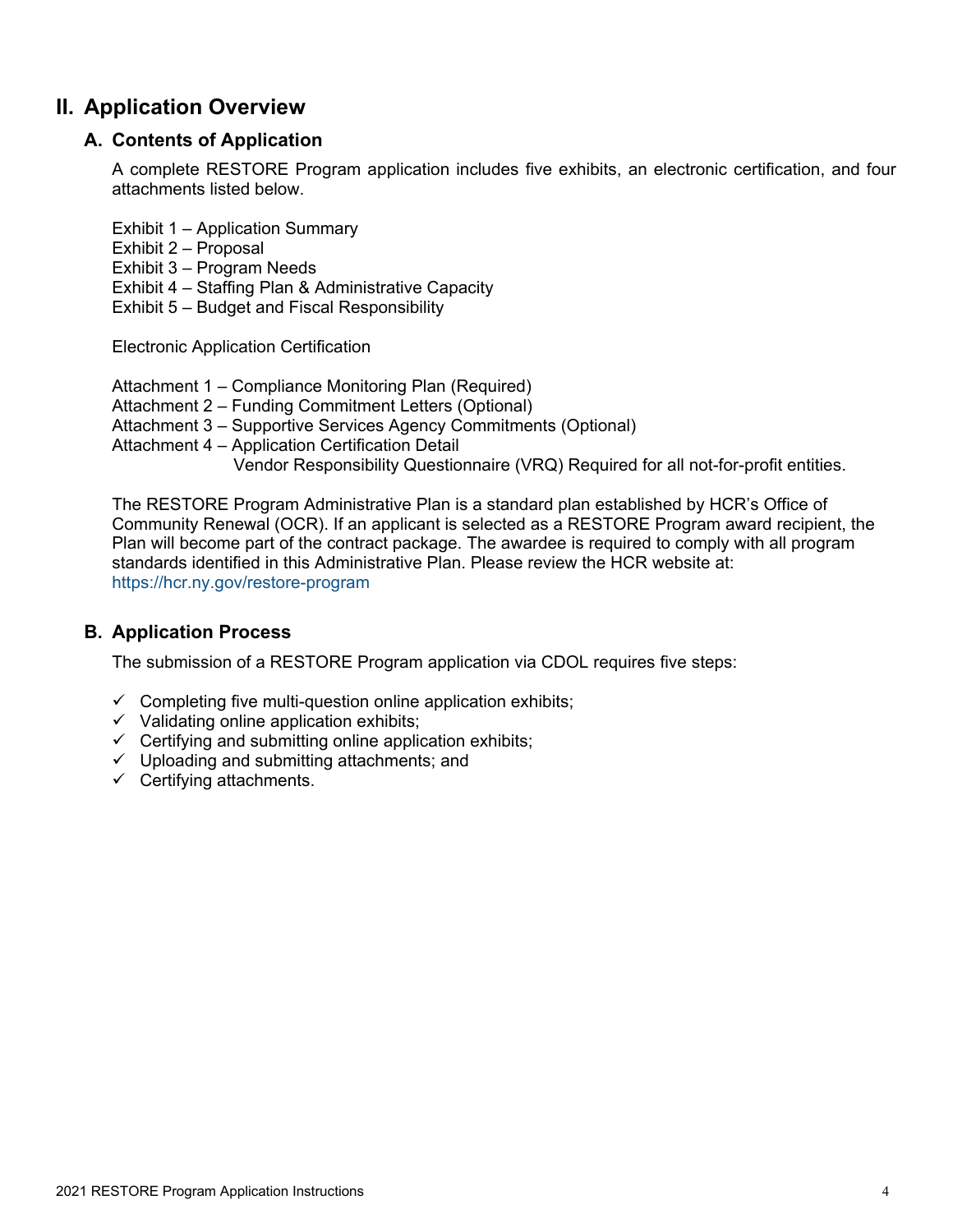# II. Application Overview

## A. Contents of Application

A complete RESTORE Program application includes five exhibits, an electronic certification, and four attachments listed below.

Exhibit 1 – Application Summary
Exhibit 2 – Proposal
Exhibit 3 – Program Needs
Exhibit 4 – Staffing Plan & Administrative Capacity
Exhibit 5 – Budget and Fiscal Responsibility

Electronic Application Certification

Attachment 1 – Compliance Monitoring Plan (Required)
Attachment 2 – Funding Commitment Letters (Optional)
Attachment 3 – Supportive Services Agency Commitments (Optional)
Attachment 4 – Application Certification Detail
Vendor Responsibility Questionnaire (VRQ) Required for all not-for-profit entities.

The RESTORE Program Administrative Plan is a standard plan established by HCR's Office of Community Renewal (OCR). If an applicant is selected as a RESTORE Program award recipient, the Plan will become part of the contract package. The awardee is required to comply with all program standards identified in this Administrative Plan. Please review the HCR website at: https://hcr.ny.gov/restore-program

## B. Application Process

The submission of a RESTORE Program application via CDOL requires five steps:

- ✓ Completing five multi-question online application exhibits;
- ✓ Validating online application exhibits;
- ✓ Certifying and submitting online application exhibits;
- ✓ Uploading and submitting attachments; and
- ✓ Certifying attachments.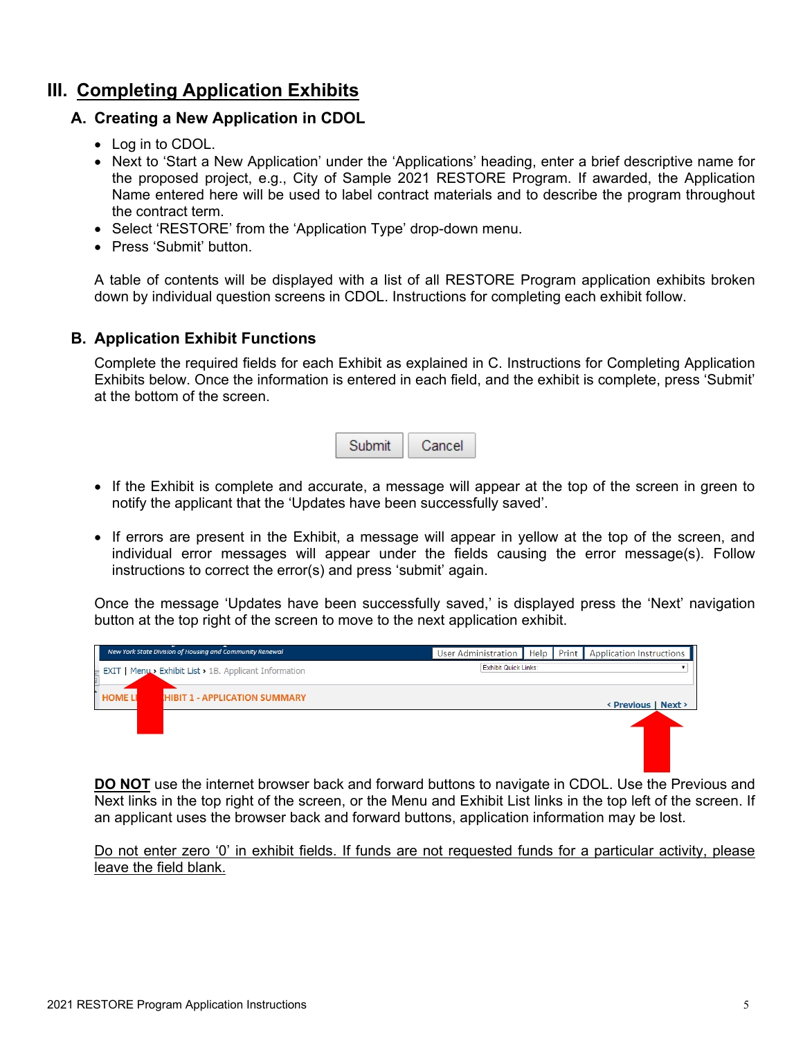# III. Completing Application Exhibits

## A. Creating a New Application in CDOL

- Log in to CDOL.
- Next to 'Start a New Application' under the 'Applications' heading, enter a brief descriptive name for the proposed project, e.g., City of Sample 2021 RESTORE Program. If awarded, the Application Name entered here will be used to label contract materials and to describe the program throughout the contract term.
- Select 'RESTORE' from the 'Application Type' drop-down menu.
- Press 'Submit' button.

A table of contents will be displayed with a list of all RESTORE Program application exhibits broken down by individual question screens in CDOL. Instructions for completing each exhibit follow.

## B. Application Exhibit Functions

Complete the required fields for each Exhibit as explained in C. Instructions for Completing Application Exhibits below. Once the information is entered in each field, and the exhibit is complete, press 'Submit' at the bottom of the screen.

Submit | Cancel

- If the Exhibit is complete and accurate, a message will appear at the top of the screen in green to notify the applicant that the 'Updates have been successfully saved'.

- If errors are present in the Exhibit, a message will appear in yellow at the top of the screen, and individual error messages will appear under the fields causing the error message(s). Follow instructions to correct the error(s) and press 'submit' again.

Once the message 'Updates have been successfully saved,' is displayed press the 'Next' navigation button at the top right of the screen to move to the next application exhibit.

New York State Division of Housing and Community Renewal | User Administration | Help | Print | Application Instructions

EXIT | Menu › Exhibit List › 1B. Applicant Information | Exhibit Quick Links:

HOME L... HIBIT 1 - APPLICATION SUMMARY | ‹ Previous | Next ›

**<u>DO NOT</u>** use the internet browser back and forward buttons to navigate in CDOL. Use the Previous and Next links in the top right of the screen, or the Menu and Exhibit List links in the top left of the screen. If an applicant uses the browser back and forward buttons, application information may be lost.

<u>Do not enter zero '0' in exhibit fields. If funds are not requested funds for a particular activity, please leave the field blank.</u>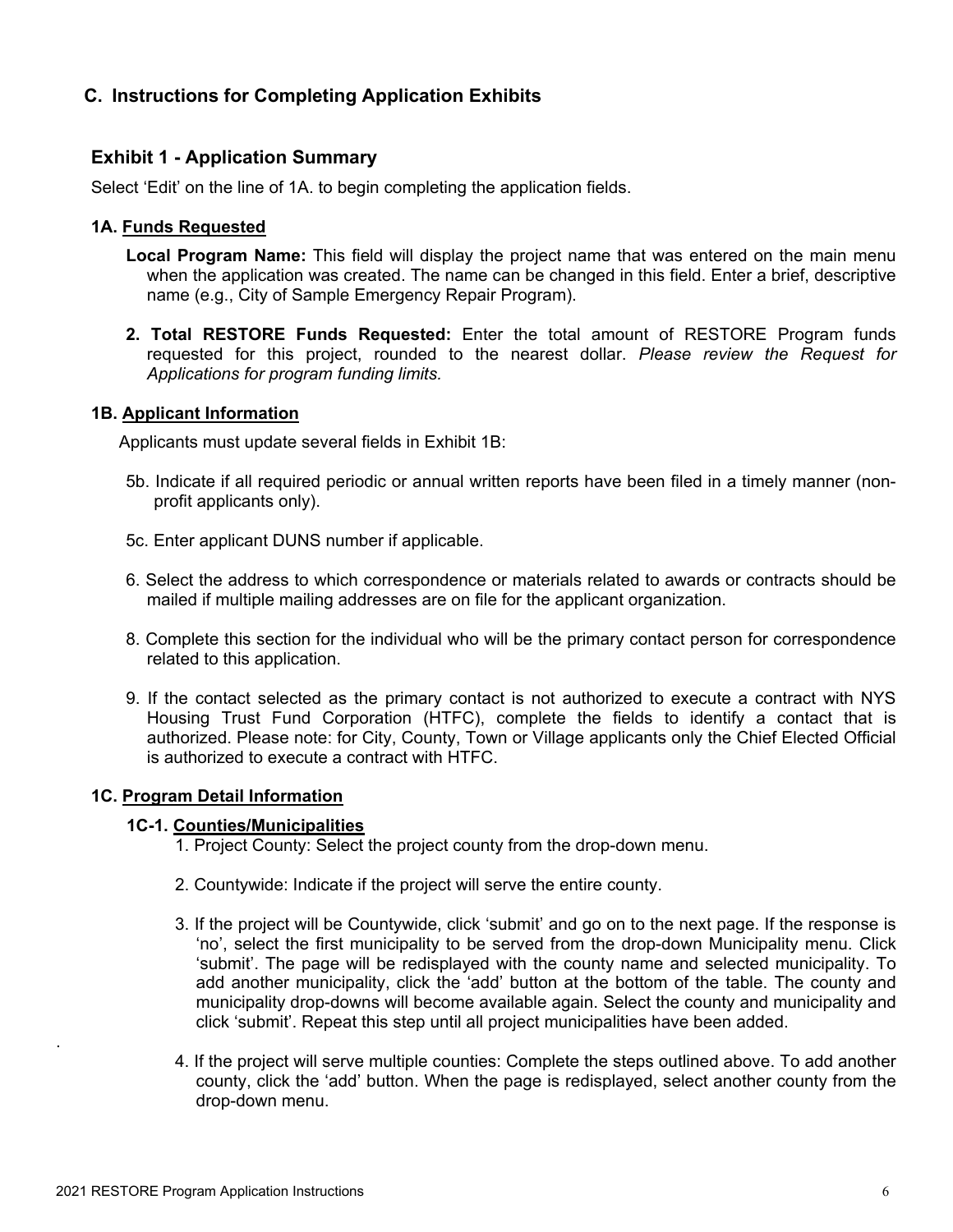## C. Instructions for Completing Application Exhibits

### Exhibit 1 - Application Summary

Select 'Edit' on the line of 1A. to begin completing the application fields.

#### 1A. Funds Requested

**Local Program Name:** This field will display the project name that was entered on the main menu when the application was created. The name can be changed in this field. Enter a brief, descriptive name (e.g., City of Sample Emergency Repair Program).

**2. Total RESTORE Funds Requested:** Enter the total amount of RESTORE Program funds requested for this project, rounded to the nearest dollar. *Please review the Request for Applications for program funding limits.*

#### 1B. Applicant Information

Applicants must update several fields in Exhibit 1B:

5b. Indicate if all required periodic or annual written reports have been filed in a timely manner (non-profit applicants only).

5c. Enter applicant DUNS number if applicable.

6. Select the address to which correspondence or materials related to awards or contracts should be mailed if multiple mailing addresses are on file for the applicant organization.

8. Complete this section for the individual who will be the primary contact person for correspondence related to this application.

9. If the contact selected as the primary contact is not authorized to execute a contract with NYS Housing Trust Fund Corporation (HTFC), complete the fields to identify a contact that is authorized. Please note: for City, County, Town or Village applicants only the Chief Elected Official is authorized to execute a contract with HTFC.

#### 1C. Program Detail Information

##### 1C-1. Counties/Municipalities

1. Project County: Select the project county from the drop-down menu.

2. Countywide: Indicate if the project will serve the entire county.

3. If the project will be Countywide, click 'submit' and go on to the next page. If the response is 'no', select the first municipality to be served from the drop-down Municipality menu. Click 'submit'. The page will be redisplayed with the county name and selected municipality. To add another municipality, click the 'add' button at the bottom of the table. The county and municipality drop-downs will become available again. Select the county and municipality and click 'submit'. Repeat this step until all project municipalities have been added.

4. If the project will serve multiple counties: Complete the steps outlined above. To add another county, click the 'add' button. When the page is redisplayed, select another county from the drop-down menu.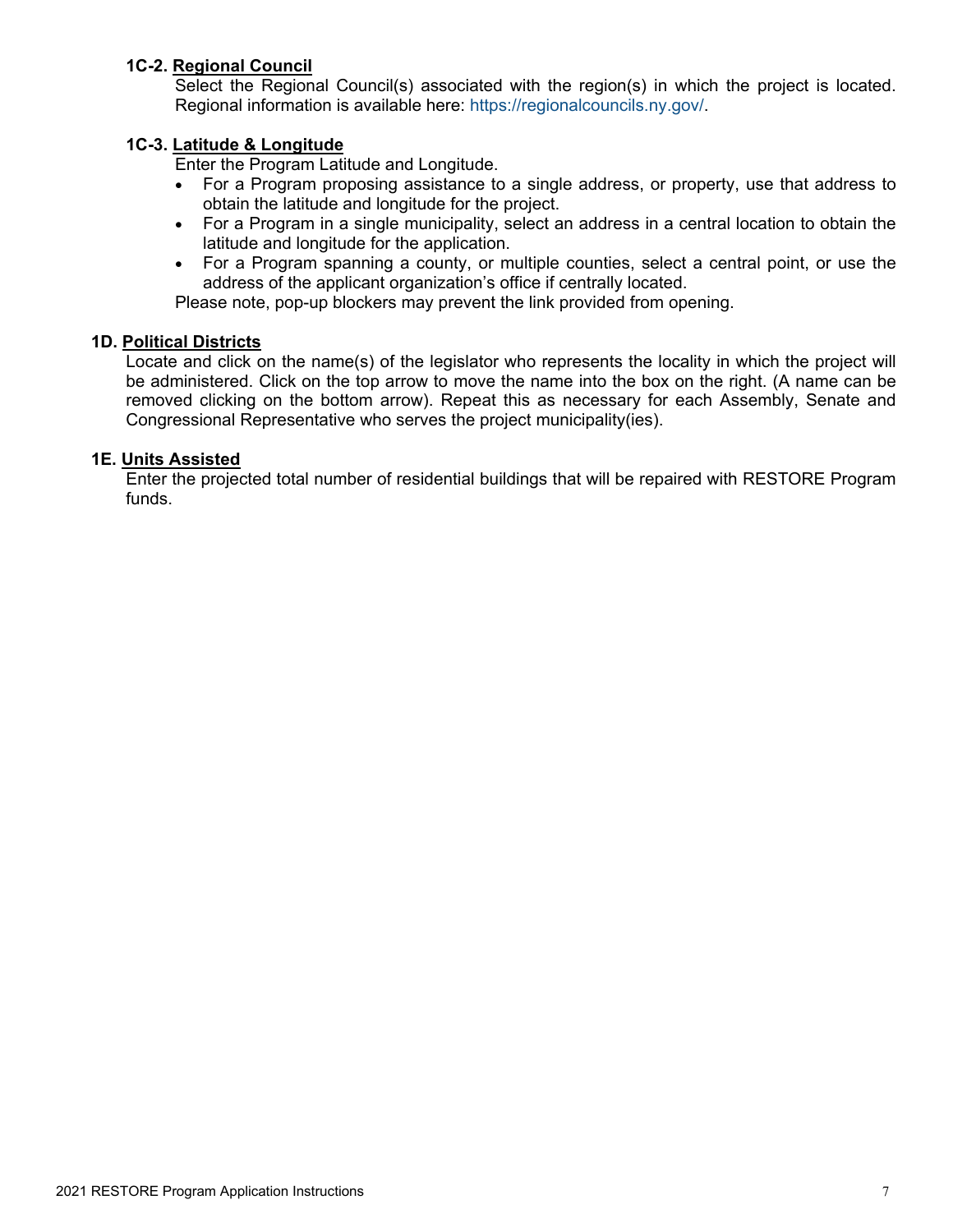#### 1C-2. <u>Regional Council</u>

Select the Regional Council(s) associated with the region(s) in which the project is located. Regional information is available here: https://regionalcouncils.ny.gov/.

#### 1C-3. <u>Latitude & Longitude</u>

Enter the Program Latitude and Longitude.

- For a Program proposing assistance to a single address, or property, use that address to obtain the latitude and longitude for the project.
- For a Program in a single municipality, select an address in a central location to obtain the latitude and longitude for the application.
- For a Program spanning a county, or multiple counties, select a central point, or use the address of the applicant organization's office if centrally located.

Please note, pop-up blockers may prevent the link provided from opening.

### 1D. <u>Political Districts</u>

Locate and click on the name(s) of the legislator who represents the locality in which the project will be administered. Click on the top arrow to move the name into the box on the right. (A name can be removed clicking on the bottom arrow). Repeat this as necessary for each Assembly, Senate and Congressional Representative who serves the project municipality(ies).

### 1E. <u>Units Assisted</u>

Enter the projected total number of residential buildings that will be repaired with RESTORE Program funds.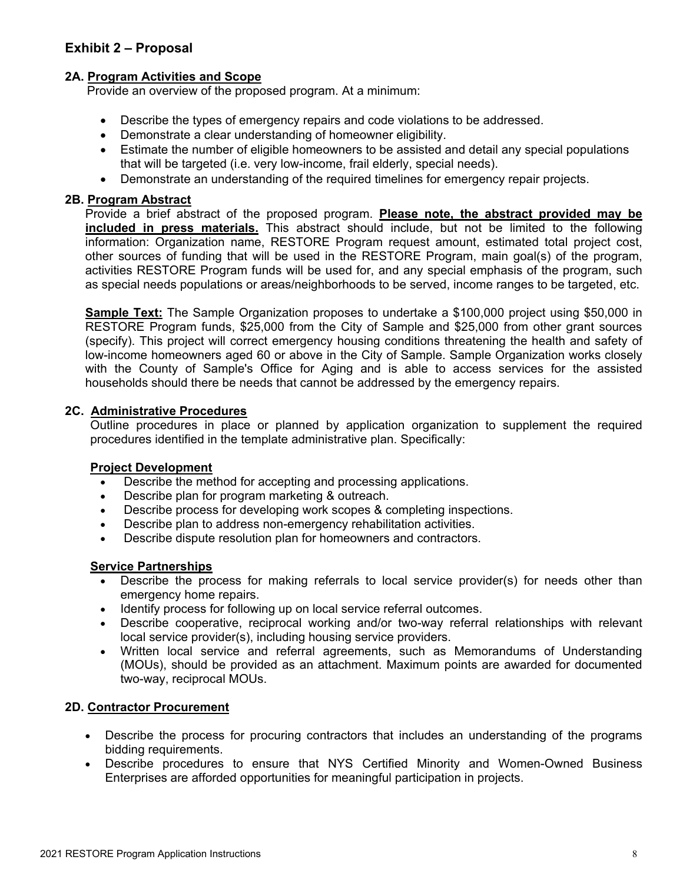## Exhibit 2 – Proposal

### 2A. Program Activities and Scope

Provide an overview of the proposed program. At a minimum:

- Describe the types of emergency repairs and code violations to be addressed.
- Demonstrate a clear understanding of homeowner eligibility.
- Estimate the number of eligible homeowners to be assisted and detail any special populations that will be targeted (i.e. very low-income, frail elderly, special needs).
- Demonstrate an understanding of the required timelines for emergency repair projects.

### 2B. Program Abstract

Provide a brief abstract of the proposed program. **Please note, the abstract provided may be included in press materials.** This abstract should include, but not be limited to the following information: Organization name, RESTORE Program request amount, estimated total project cost, other sources of funding that will be used in the RESTORE Program, main goal(s) of the program, activities RESTORE Program funds will be used for, and any special emphasis of the program, such as special needs populations or areas/neighborhoods to be served, income ranges to be targeted, etc.

**Sample Text:** The Sample Organization proposes to undertake a $100,000 project using $50,000 in RESTORE Program funds, $25,000 from the City of Sample and $25,000 from other grant sources (specify). This project will correct emergency housing conditions threatening the health and safety of low-income homeowners aged 60 or above in the City of Sample. Sample Organization works closely with the County of Sample's Office for Aging and is able to access services for the assisted households should there be needs that cannot be addressed by the emergency repairs.

### 2C. Administrative Procedures

Outline procedures in place or planned by application organization to supplement the required procedures identified in the template administrative plan. Specifically:

**Project Development**

- Describe the method for accepting and processing applications.
- Describe plan for program marketing & outreach.
- Describe process for developing work scopes & completing inspections.
- Describe plan to address non-emergency rehabilitation activities.
- Describe dispute resolution plan for homeowners and contractors.

**Service Partnerships**

- Describe the process for making referrals to local service provider(s) for needs other than emergency home repairs.
- Identify process for following up on local service referral outcomes.
- Describe cooperative, reciprocal working and/or two-way referral relationships with relevant local service provider(s), including housing service providers.
- Written local service and referral agreements, such as Memorandums of Understanding (MOUs), should be provided as an attachment. Maximum points are awarded for documented two-way, reciprocal MOUs.

### 2D. Contractor Procurement

- Describe the process for procuring contractors that includes an understanding of the programs bidding requirements.
- Describe procedures to ensure that NYS Certified Minority and Women-Owned Business Enterprises are afforded opportunities for meaningful participation in projects.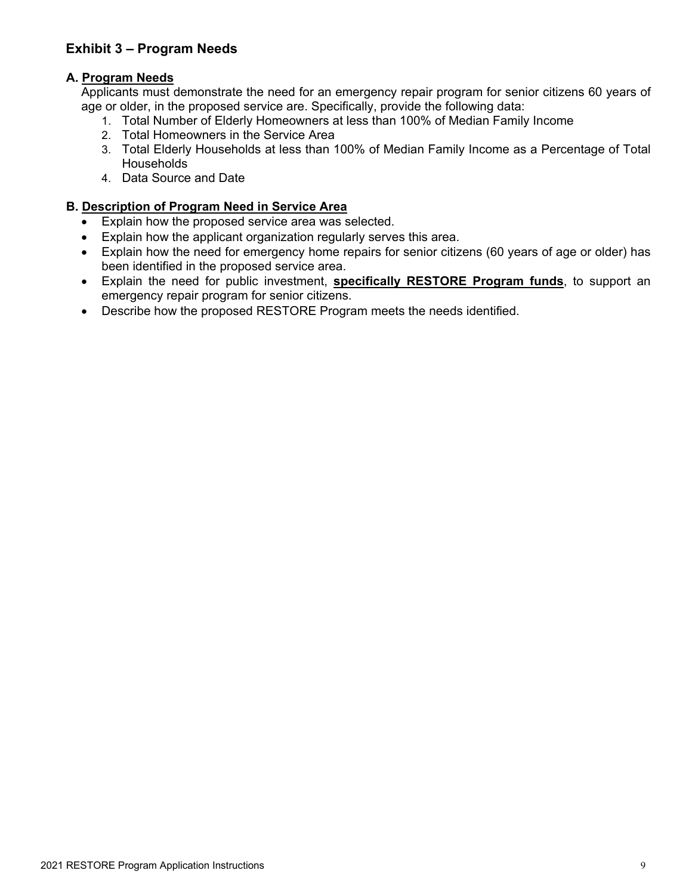## Exhibit 3 – Program Needs

### A. <u>Program Needs</u>

Applicants must demonstrate the need for an emergency repair program for senior citizens 60 years of age or older, in the proposed service are. Specifically, provide the following data:

1. Total Number of Elderly Homeowners at less than 100% of Median Family Income
2. Total Homeowners in the Service Area
3. Total Elderly Households at less than 100% of Median Family Income as a Percentage of Total Households
4. Data Source and Date

### B. <u>Description of Program Need in Service Area</u>

- Explain how the proposed service area was selected.
- Explain how the applicant organization regularly serves this area.
- Explain how the need for emergency home repairs for senior citizens (60 years of age or older) has been identified in the proposed service area.
- Explain the need for public investment, **<u>specifically RESTORE Program funds</u>**, to support an emergency repair program for senior citizens.
- Describe how the proposed RESTORE Program meets the needs identified.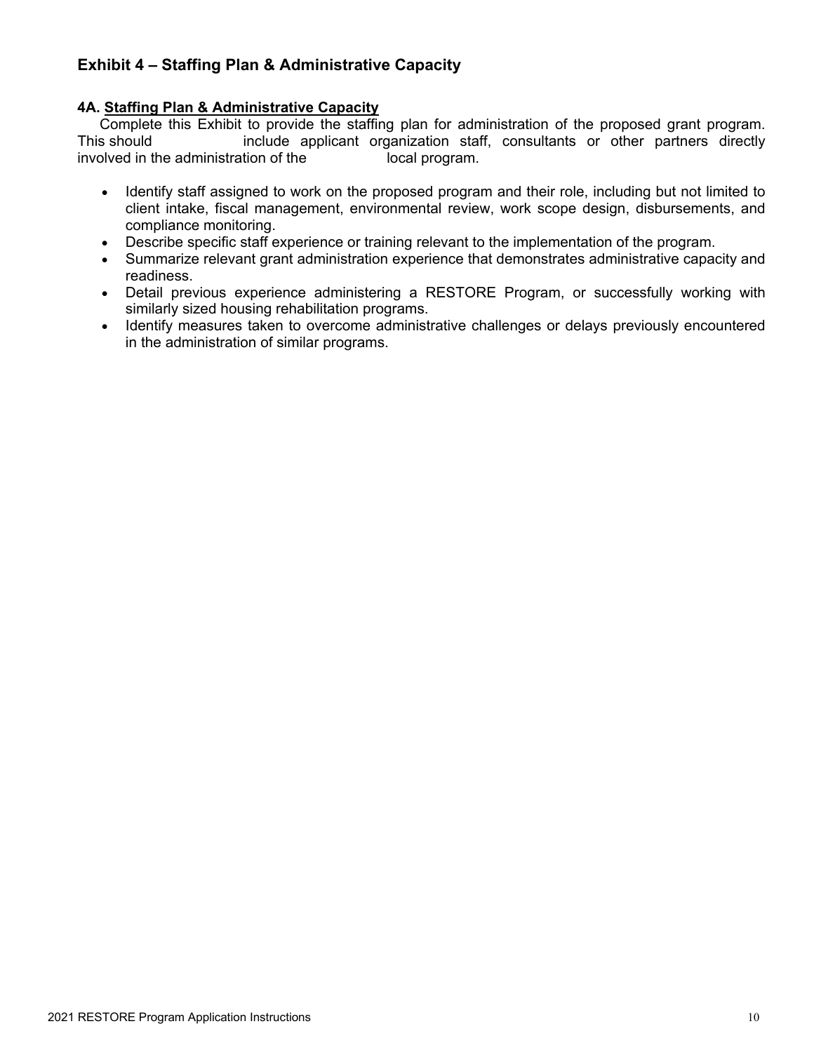## Exhibit 4 – Staffing Plan & Administrative Capacity

### 4A. Staffing Plan & Administrative Capacity

Complete this Exhibit to provide the staffing plan for administration of the proposed grant program. This should include applicant organization staff, consultants or other partners directly involved in the administration of the local program.

- Identify staff assigned to work on the proposed program and their role, including but not limited to client intake, fiscal management, environmental review, work scope design, disbursements, and compliance monitoring.
- Describe specific staff experience or training relevant to the implementation of the program.
- Summarize relevant grant administration experience that demonstrates administrative capacity and readiness.
- Detail previous experience administering a RESTORE Program, or successfully working with similarly sized housing rehabilitation programs.
- Identify measures taken to overcome administrative challenges or delays previously encountered in the administration of similar programs.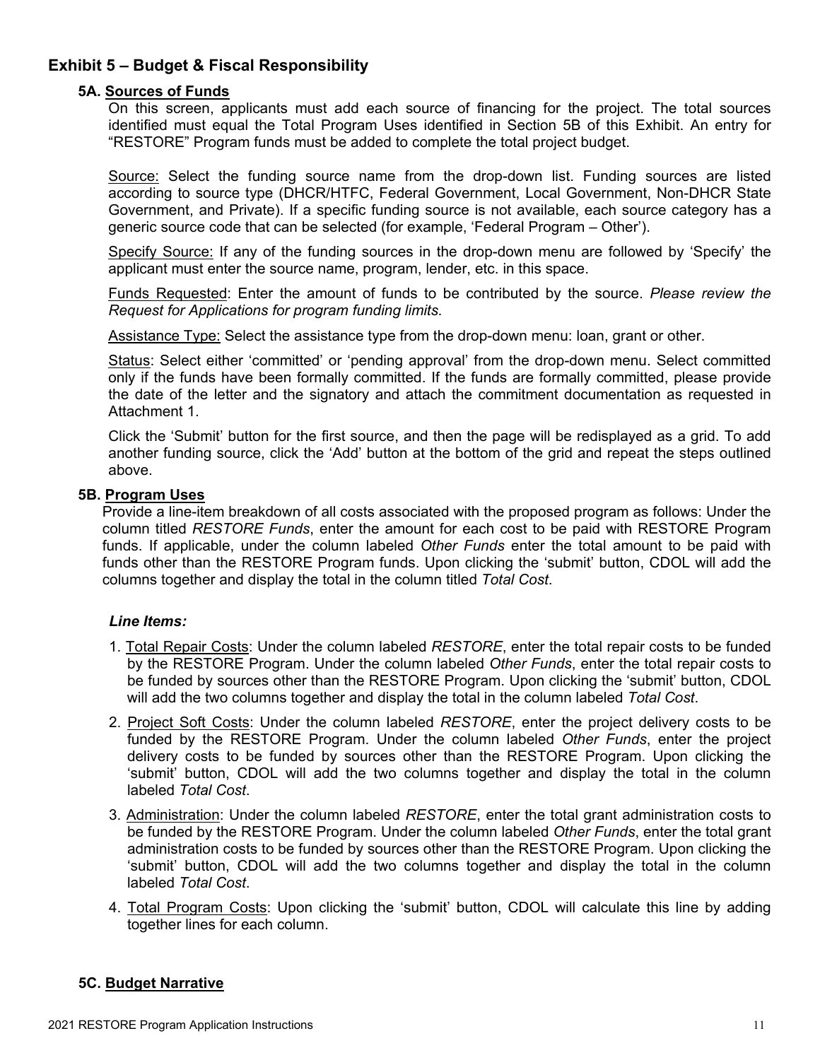## Exhibit 5 – Budget & Fiscal Responsibility

### 5A. Sources of Funds

On this screen, applicants must add each source of financing for the project. The total sources identified must equal the Total Program Uses identified in Section 5B of this Exhibit. An entry for "RESTORE" Program funds must be added to complete the total project budget.

Source: Select the funding source name from the drop-down list. Funding sources are listed according to source type (DHCR/HTFC, Federal Government, Local Government, Non-DHCR State Government, and Private). If a specific funding source is not available, each source category has a generic source code that can be selected (for example, 'Federal Program – Other').

Specify Source: If any of the funding sources in the drop-down menu are followed by 'Specify' the applicant must enter the source name, program, lender, etc. in this space.

Funds Requested: Enter the amount of funds to be contributed by the source. *Please review the Request for Applications for program funding limits.*

Assistance Type: Select the assistance type from the drop-down menu: loan, grant or other.

Status: Select either 'committed' or 'pending approval' from the drop-down menu. Select committed only if the funds have been formally committed. If the funds are formally committed, please provide the date of the letter and the signatory and attach the commitment documentation as requested in Attachment 1.

Click the 'Submit' button for the first source, and then the page will be redisplayed as a grid. To add another funding source, click the 'Add' button at the bottom of the grid and repeat the steps outlined above.

### 5B. Program Uses

Provide a line-item breakdown of all costs associated with the proposed program as follows: Under the column titled *RESTORE Funds*, enter the amount for each cost to be paid with RESTORE Program funds. If applicable, under the column labeled *Other Funds* enter the total amount to be paid with funds other than the RESTORE Program funds. Upon clicking the 'submit' button, CDOL will add the columns together and display the total in the column titled *Total Cost*.

***Line Items:***

1. Total Repair Costs: Under the column labeled *RESTORE*, enter the total repair costs to be funded by the RESTORE Program. Under the column labeled *Other Funds*, enter the total repair costs to be funded by sources other than the RESTORE Program. Upon clicking the 'submit' button, CDOL will add the two columns together and display the total in the column labeled *Total Cost*.
2. Project Soft Costs: Under the column labeled *RESTORE*, enter the project delivery costs to be funded by the RESTORE Program. Under the column labeled *Other Funds*, enter the project delivery costs to be funded by sources other than the RESTORE Program. Upon clicking the 'submit' button, CDOL will add the two columns together and display the total in the column labeled *Total Cost*.
3. Administration: Under the column labeled *RESTORE*, enter the total grant administration costs to be funded by the RESTORE Program. Under the column labeled *Other Funds*, enter the total grant administration costs to be funded by sources other than the RESTORE Program. Upon clicking the 'submit' button, CDOL will add the two columns together and display the total in the column labeled *Total Cost*.
4. Total Program Costs: Upon clicking the 'submit' button, CDOL will calculate this line by adding together lines for each column.

### 5C. Budget Narrative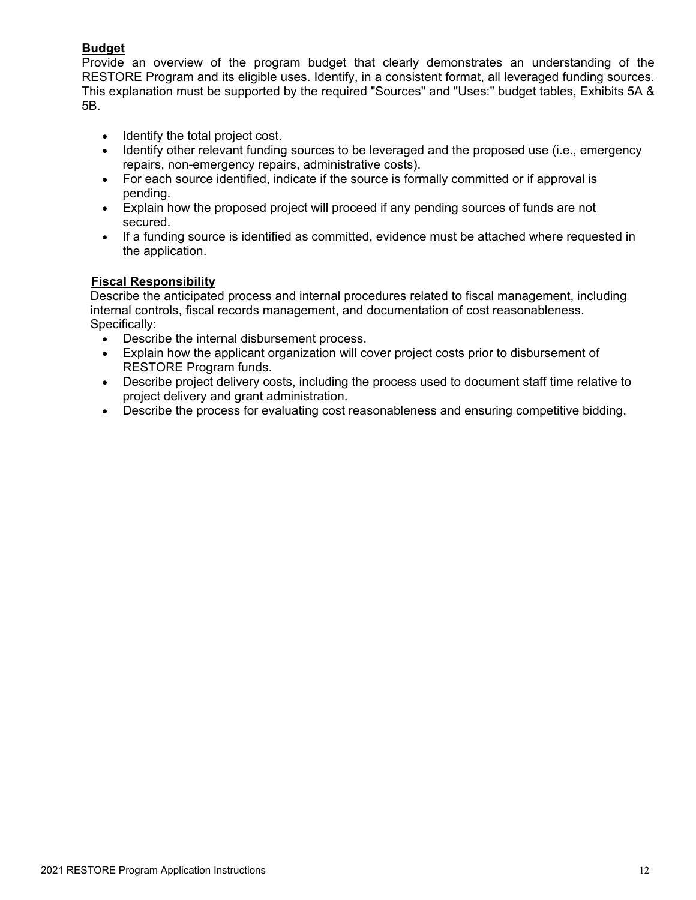**<u>Budget</u>**

Provide an overview of the program budget that clearly demonstrates an understanding of the RESTORE Program and its eligible uses. Identify, in a consistent format, all leveraged funding sources. This explanation must be supported by the required "Sources" and "Uses:" budget tables, Exhibits 5A & 5B.

- Identify the total project cost.
- Identify other relevant funding sources to be leveraged and the proposed use (i.e., emergency repairs, non-emergency repairs, administrative costs).
- For each source identified, indicate if the source is formally committed or if approval is pending.
- Explain how the proposed project will proceed if any pending sources of funds are <u>not</u> secured.
- If a funding source is identified as committed, evidence must be attached where requested in the application.

**<u>Fiscal Responsibility</u>**

Describe the anticipated process and internal procedures related to fiscal management, including internal controls, fiscal records management, and documentation of cost reasonableness. Specifically:

- Describe the internal disbursement process.
- Explain how the applicant organization will cover project costs prior to disbursement of RESTORE Program funds.
- Describe project delivery costs, including the process used to document staff time relative to project delivery and grant administration.
- Describe the process for evaluating cost reasonableness and ensuring competitive bidding.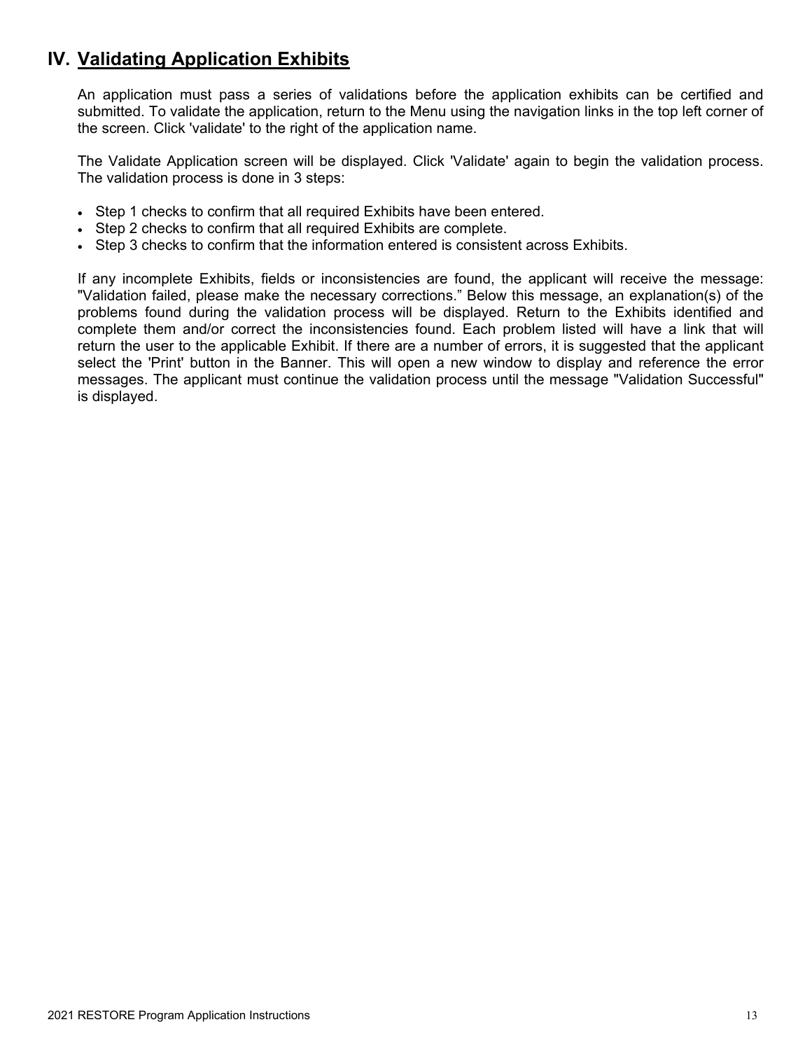# IV. Validating Application Exhibits

An application must pass a series of validations before the application exhibits can be certified and submitted. To validate the application, return to the Menu using the navigation links in the top left corner of the screen. Click 'validate' to the right of the application name.

The Validate Application screen will be displayed. Click 'Validate' again to begin the validation process. The validation process is done in 3 steps:

- Step 1 checks to confirm that all required Exhibits have been entered.
- Step 2 checks to confirm that all required Exhibits are complete.
- Step 3 checks to confirm that the information entered is consistent across Exhibits.

If any incomplete Exhibits, fields or inconsistencies are found, the applicant will receive the message: "Validation failed, please make the necessary corrections." Below this message, an explanation(s) of the problems found during the validation process will be displayed. Return to the Exhibits identified and complete them and/or correct the inconsistencies found. Each problem listed will have a link that will return the user to the applicable Exhibit. If there are a number of errors, it is suggested that the applicant select the 'Print' button in the Banner. This will open a new window to display and reference the error messages. The applicant must continue the validation process until the message "Validation Successful" is displayed.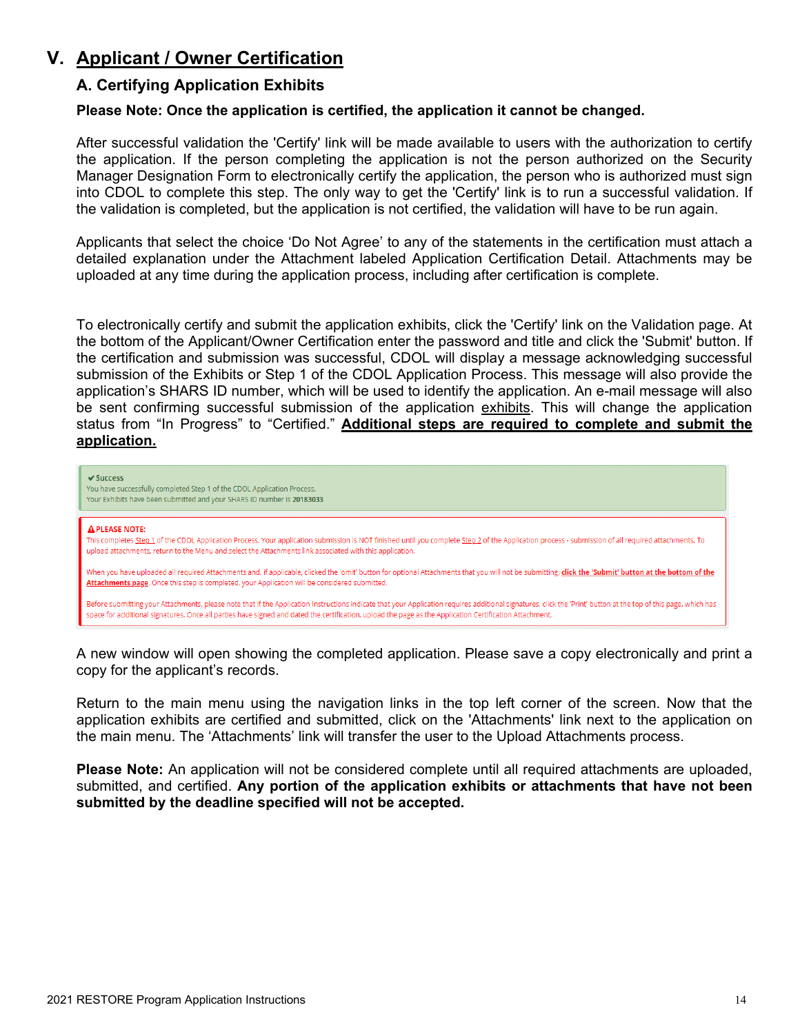# V. Applicant / Owner Certification

## A. Certifying Application Exhibits

**Please Note: Once the application is certified, the application it cannot be changed.**

After successful validation the 'Certify' link will be made available to users with the authorization to certify the application. If the person completing the application is not the person authorized on the Security Manager Designation Form to electronically certify the application, the person who is authorized must sign into CDOL to complete this step. The only way to get the 'Certify' link is to run a successful validation. If the validation is completed, but the application is not certified, the validation will have to be run again.

Applicants that select the choice 'Do Not Agree' to any of the statements in the certification must attach a detailed explanation under the Attachment labeled Application Certification Detail. Attachments may be uploaded at any time during the application process, including after certification is complete.

To electronically certify and submit the application exhibits, click the 'Certify' link on the Validation page. At the bottom of the Applicant/Owner Certification enter the password and title and click the 'Submit' button. If the certification and submission was successful, CDOL will display a message acknowledging successful submission of the Exhibits or Step 1 of the CDOL Application Process. This message will also provide the application's SHARS ID number, which will be used to identify the application. An e-mail message will also be sent confirming successful submission of the application exhibits. This will change the application status from "In Progress" to "Certified." **Additional steps are required to complete and submit the application.**

✔ Success
You have successfully completed Step 1 of the CDOL Application Process.
Your Exhibits have been submitted and your SHARS ID number is **20183033**

⚠ **PLEASE NOTE:**
This completes Step 1 of the CDOL Application Process. Your application submission is NOT finished until you complete Step 2 of the Application process - submission of all required attachments. To upload attachments, return to the Menu and select the Attachments link associated with this application.

When you have uploaded all required Attachments and, if applicable, clicked the 'omit' button for optional Attachments that you will not be submitting, **click the 'Submit' button at the bottom of the Attachments page**. Once this step is completed, your Application will be considered submitted.

Before submitting your Attachments, please note that if the Application Instructions indicate that your Application requires additional signatures, click the 'Print' button at the top of this page, which has space for additional signatures. Once all parties have signed and dated the certification, upload the page as the Application Certification Attachment.

A new window will open showing the completed application. Please save a copy electronically and print a copy for the applicant's records.

Return to the main menu using the navigation links in the top left corner of the screen. Now that the application exhibits are certified and submitted, click on the 'Attachments' link next to the application on the main menu. The 'Attachments' link will transfer the user to the Upload Attachments process.

**Please Note:** An application will not be considered complete until all required attachments are uploaded, submitted, and certified. **Any portion of the application exhibits or attachments that have not been submitted by the deadline specified will not be accepted.**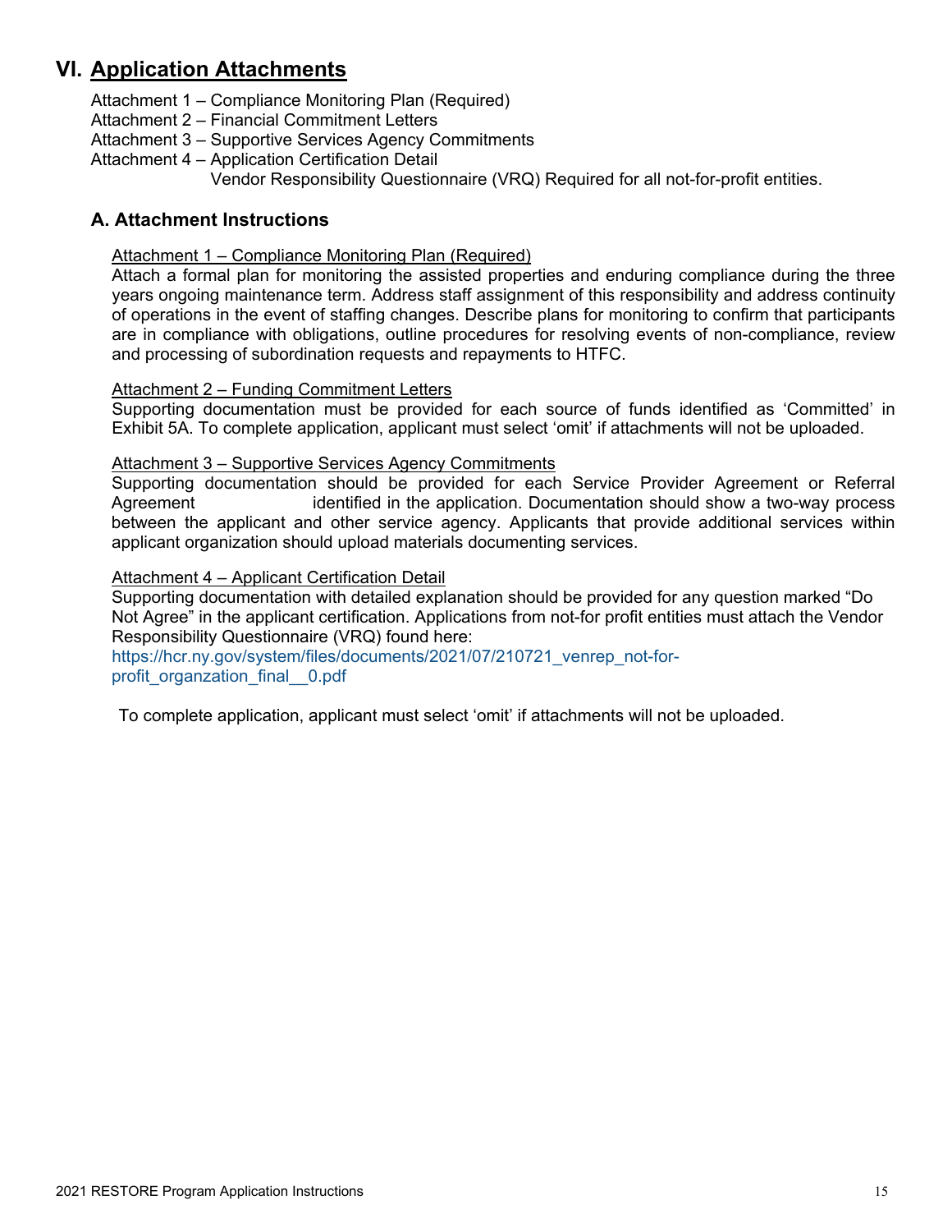# VI. Application Attachments

Attachment 1 – Compliance Monitoring Plan (Required)
Attachment 2 – Financial Commitment Letters
Attachment 3 – Supportive Services Agency Commitments
Attachment 4 – Application Certification Detail
Vendor Responsibility Questionnaire (VRQ) Required for all not-for-profit entities.

## A. Attachment Instructions

Attachment 1 – Compliance Monitoring Plan (Required)

Attach a formal plan for monitoring the assisted properties and enduring compliance during the three years ongoing maintenance term. Address staff assignment of this responsibility and address continuity of operations in the event of staffing changes. Describe plans for monitoring to confirm that participants are in compliance with obligations, outline procedures for resolving events of non-compliance, review and processing of subordination requests and repayments to HTFC.

Attachment 2 – Funding Commitment Letters

Supporting documentation must be provided for each source of funds identified as 'Committed' in Exhibit 5A. To complete application, applicant must select 'omit' if attachments will not be uploaded.

Attachment 3 – Supportive Services Agency Commitments

Supporting documentation should be provided for each Service Provider Agreement or Referral Agreement identified in the application. Documentation should show a two-way process between the applicant and other service agency. Applicants that provide additional services within applicant organization should upload materials documenting services.

Attachment 4 – Applicant Certification Detail

Supporting documentation with detailed explanation should be provided for any question marked "Do Not Agree" in the applicant certification. Applications from not-for profit entities must attach the Vendor Responsibility Questionnaire (VRQ) found here:
https://hcr.ny.gov/system/files/documents/2021/07/210721_venrep_not-for-profit_organzation_final__0.pdf

To complete application, applicant must select 'omit' if attachments will not be uploaded.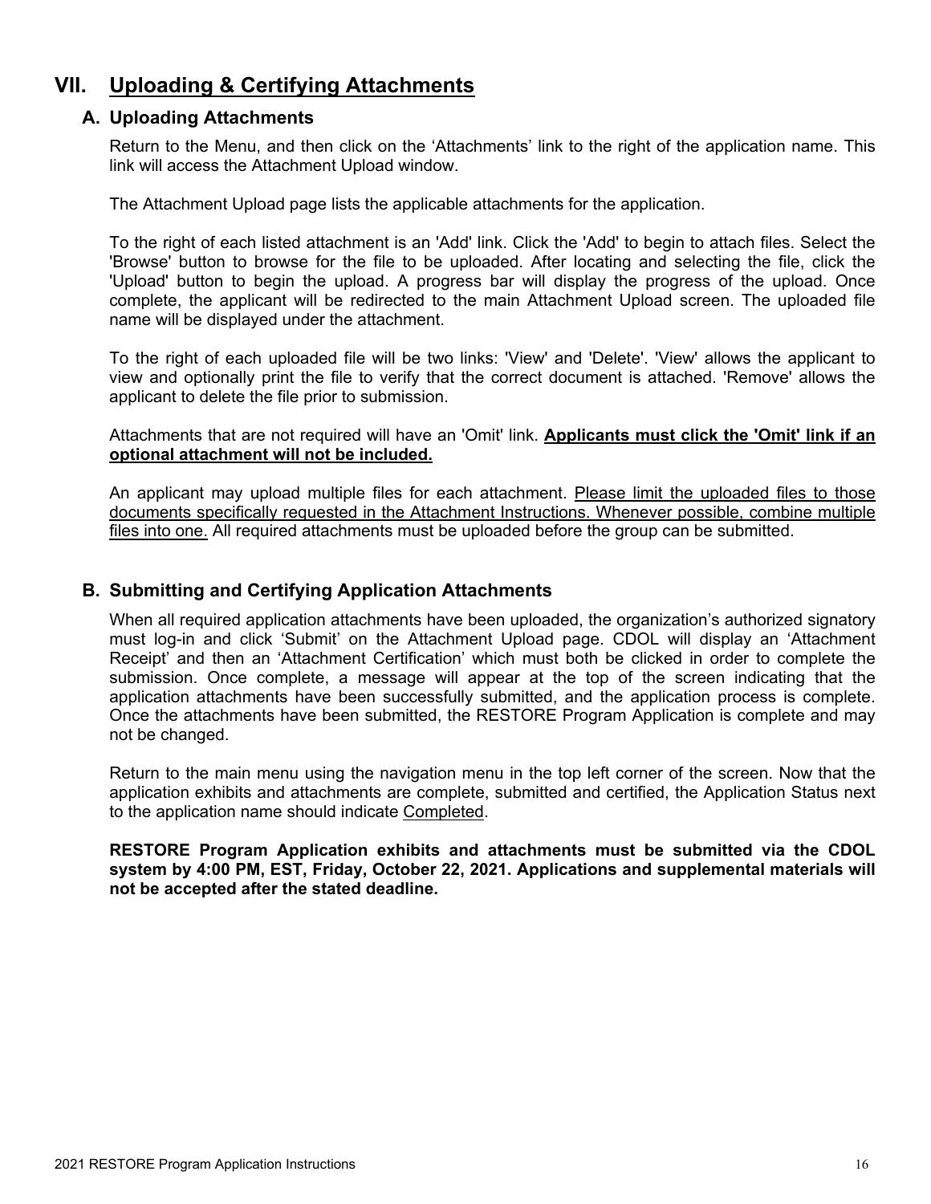# VII. <u>Uploading & Certifying Attachments</u>

## A. Uploading Attachments

Return to the Menu, and then click on the 'Attachments' link to the right of the application name. This link will access the Attachment Upload window.

The Attachment Upload page lists the applicable attachments for the application.

To the right of each listed attachment is an 'Add' link. Click the 'Add' to begin to attach files. Select the 'Browse' button to browse for the file to be uploaded. After locating and selecting the file, click the 'Upload' button to begin the upload. A progress bar will display the progress of the upload. Once complete, the applicant will be redirected to the main Attachment Upload screen. The uploaded file name will be displayed under the attachment.

To the right of each uploaded file will be two links: 'View' and 'Delete'. 'View' allows the applicant to view and optionally print the file to verify that the correct document is attached. 'Remove' allows the applicant to delete the file prior to submission.

Attachments that are not required will have an 'Omit' link. **<u>Applicants must click the 'Omit' link if an optional attachment will not be included.</u>**

An applicant may upload multiple files for each attachment. <u>Please limit the uploaded files to those documents specifically requested in the Attachment Instructions. Whenever possible, combine multiple files into one.</u> All required attachments must be uploaded before the group can be submitted.

## B. Submitting and Certifying Application Attachments

When all required application attachments have been uploaded, the organization's authorized signatory must log-in and click 'Submit' on the Attachment Upload page. CDOL will display an 'Attachment Receipt' and then an 'Attachment Certification' which must both be clicked in order to complete the submission. Once complete, a message will appear at the top of the screen indicating that the application attachments have been successfully submitted, and the application process is complete. Once the attachments have been submitted, the RESTORE Program Application is complete and may not be changed.

Return to the main menu using the navigation menu in the top left corner of the screen. Now that the application exhibits and attachments are complete, submitted and certified, the Application Status next to the application name should indicate <u>Completed</u>.

**RESTORE Program Application exhibits and attachments must be submitted via the CDOL system by 4:00 PM, EST, Friday, October 22, 2021. Applications and supplemental materials will not be accepted after the stated deadline.**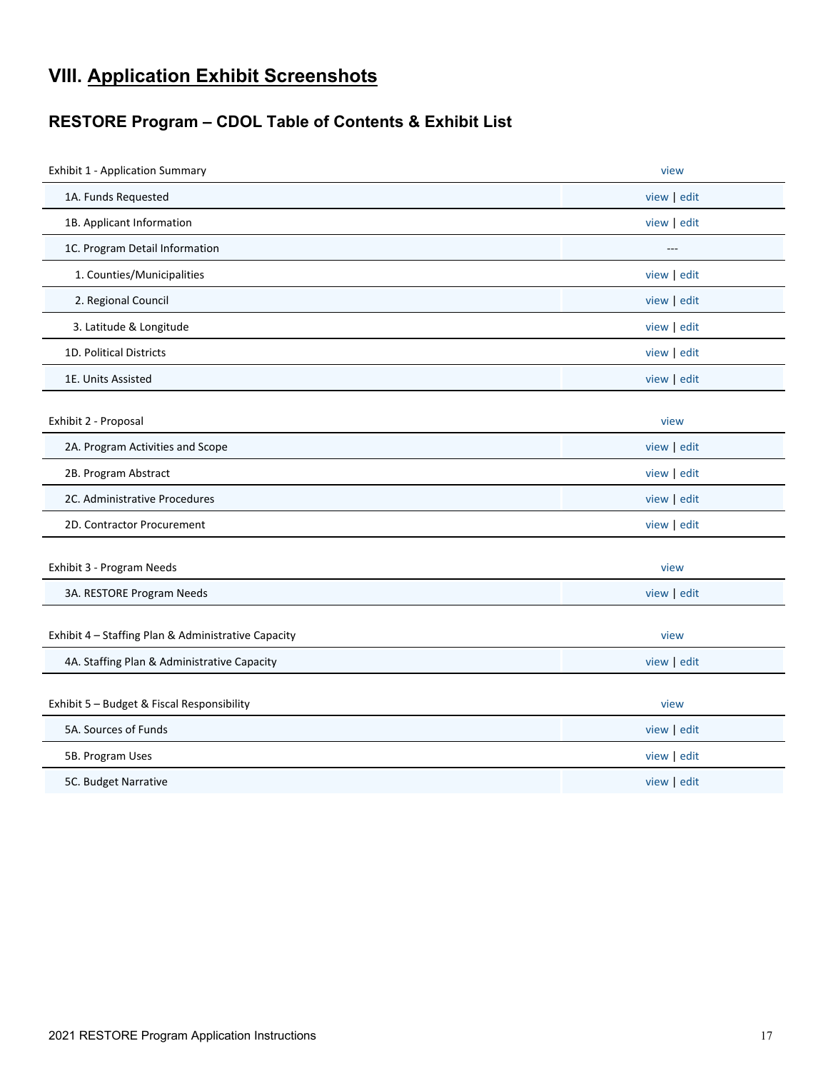# VIII. Application Exhibit Screenshots

## RESTORE Program – CDOL Table of Contents & Exhibit List

| Exhibit 1 - Application Summary | view |
|---|---|
| 1A. Funds Requested | view \| edit |
| 1B. Applicant Information | view \| edit |
| 1C. Program Detail Information | --- |
| 1. Counties/Municipalities | view \| edit |
| 2. Regional Council | view \| edit |
| 3. Latitude & Longitude | view \| edit |
| 1D. Political Districts | view \| edit |
| 1E. Units Assisted | view \| edit |

| Exhibit 2 - Proposal | view |
|---|---|
| 2A. Program Activities and Scope | view \| edit |
| 2B. Program Abstract | view \| edit |
| 2C. Administrative Procedures | view \| edit |
| 2D. Contractor Procurement | view \| edit |

| Exhibit 3 - Program Needs | view |
|---|---|
| 3A. RESTORE Program Needs | view \| edit |

| Exhibit 4 – Staffing Plan & Administrative Capacity | view |
|---|---|
| 4A. Staffing Plan & Administrative Capacity | view \| edit |

| Exhibit 5 – Budget & Fiscal Responsibility | view |
|---|---|
| 5A. Sources of Funds | view \| edit |
| 5B. Program Uses | view \| edit |
| 5C. Budget Narrative | view \| edit |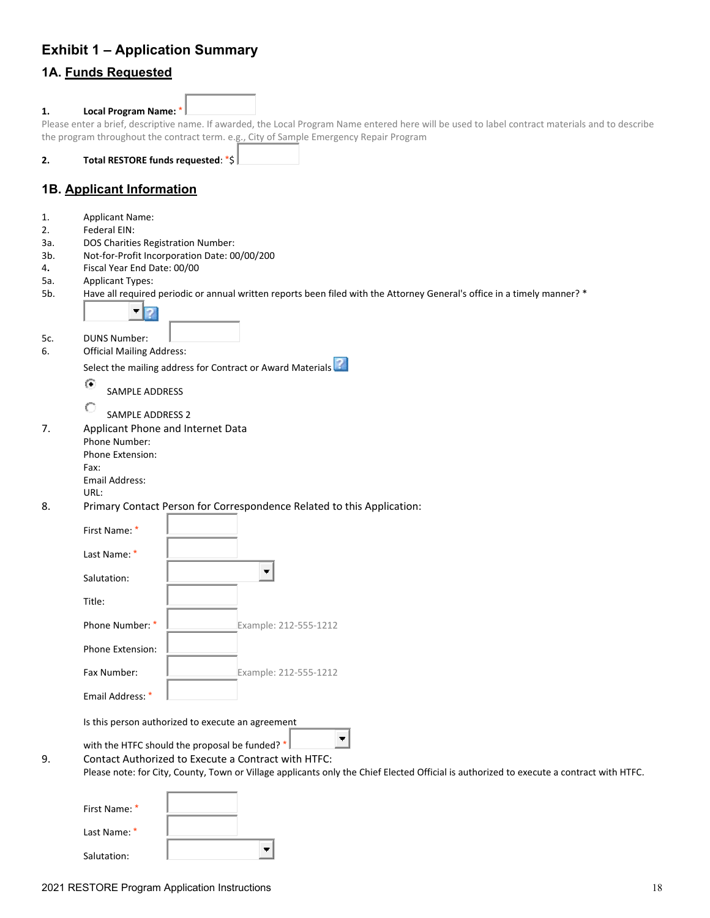# Exhibit 1 – Application Summary

## 1A. Funds Requested

1. **Local Program Name:** *

Please enter a brief, descriptive name. If awarded, the Local Program Name entered here will be used to label contract materials and to describe the program throughout the contract term. e.g., City of Sample Emergency Repair Program

2. **Total RESTORE funds requested**: *$

## 1B. Applicant Information

1. Applicant Name:
2. Federal EIN:

3a. DOS Charities Registration Number:

3b. Not-for-Profit Incorporation Date: 00/00/200

4. Fiscal Year End Date: 00/00

5a. Applicant Types:

5b. Have all required periodic or annual written reports been filed with the Attorney General's office in a timely manner? *

5c. DUNS Number:

6. Official Mailing Address:

Select the mailing address for Contract or Award Materials

- (selected) SAMPLE ADDRESS
- SAMPLE ADDRESS 2

7. Applicant Phone and Internet Data

Phone Number:
Phone Extension:
Fax:
Email Address:
URL:

8. Primary Contact Person for Correspondence Related to this Application:

First Name: *

Last Name: *

Salutation:

Title:

Phone Number: * Example: 212-555-1212

Phone Extension:

Fax Number: Example: 212-555-1212

Email Address: *

Is this person authorized to execute an agreement with the HTFC should the proposal be funded? *

9. Contact Authorized to Execute a Contract with HTFC:

Please note: for City, County, Town or Village applicants only the Chief Elected Official is authorized to execute a contract with HTFC.

First Name: *

Last Name: *

Salutation: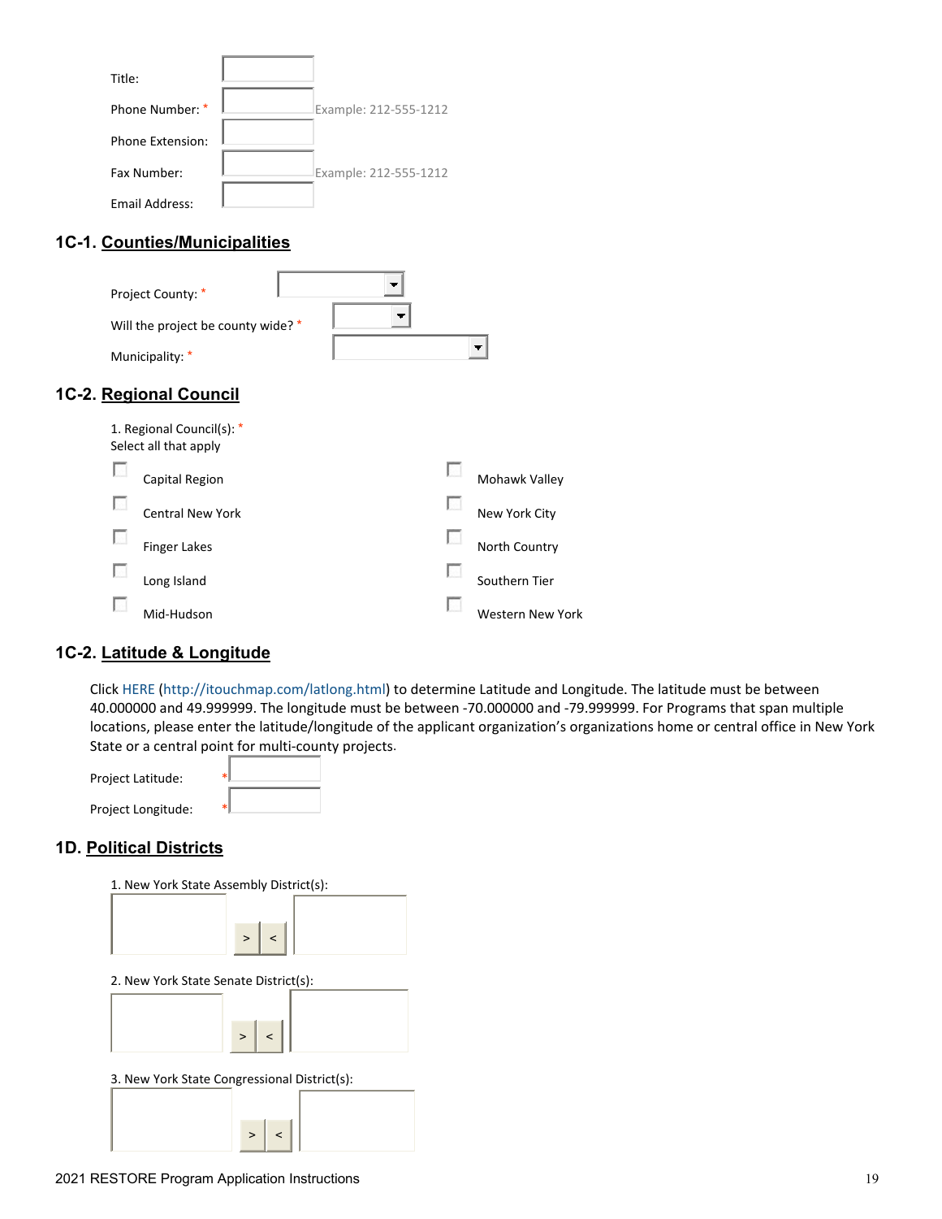Title:

Phone Number: * Example: 212-555-1212

Phone Extension:

Fax Number: Example: 212-555-1212

Email Address:

## 1C-1. Counties/Municipalities

Project County: *

Will the project be county wide? *

Municipality: *

## 1C-2. Regional Council

1. Regional Council(s): *
Select all that apply

- Capital Region
- Central New York
- Finger Lakes
- Long Island
- Mid-Hudson
- Mohawk Valley
- New York City
- North Country
- Southern Tier
- Western New York

## 1C-2. Latitude & Longitude

Click HERE (http://itouchmap.com/latlong.html) to determine Latitude and Longitude. The latitude must be between 40.000000 and 49.999999. The longitude must be between -70.000000 and -79.999999. For Programs that span multiple locations, please enter the latitude/longitude of the applicant organization's organizations home or central office in New York State or a central point for multi-county projects.

Project Latitude: *

Project Longitude: *

## 1D. Political Districts

1. New York State Assembly District(s):

2. New York State Senate District(s):

3. New York State Congressional District(s):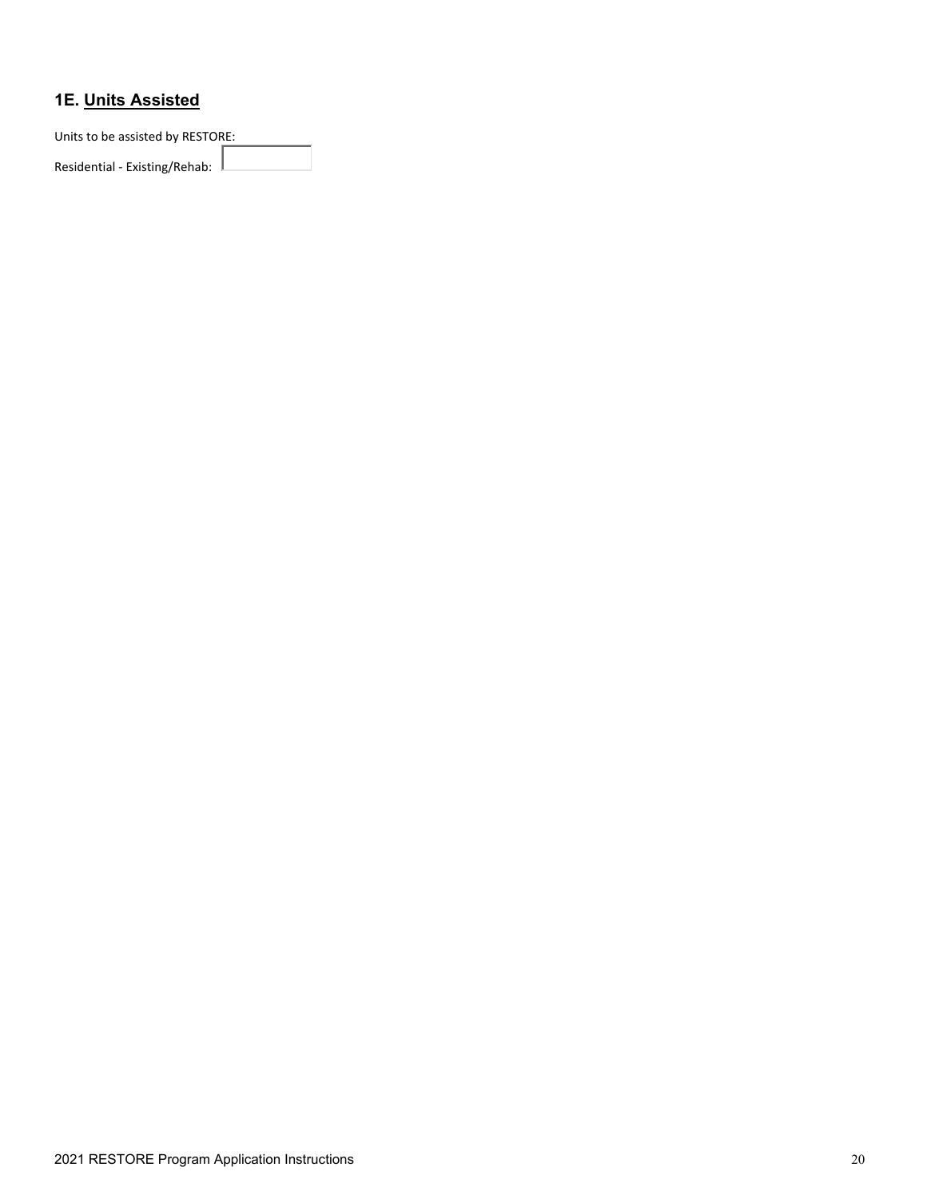## 1E. <u>Units Assisted</u>

Units to be assisted by RESTORE:

Residential - Existing/Rehab: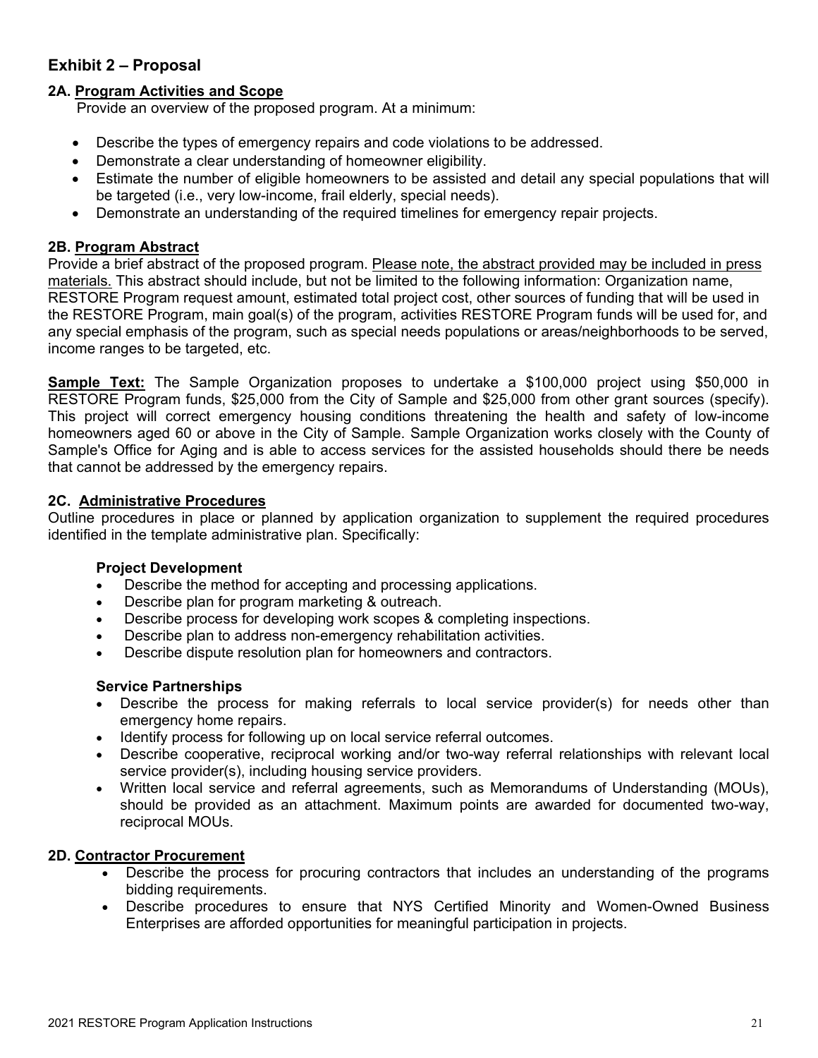## Exhibit 2 – Proposal

### 2A. Program Activities and Scope

Provide an overview of the proposed program. At a minimum:

- Describe the types of emergency repairs and code violations to be addressed.
- Demonstrate a clear understanding of homeowner eligibility.
- Estimate the number of eligible homeowners to be assisted and detail any special populations that will be targeted (i.e., very low-income, frail elderly, special needs).
- Demonstrate an understanding of the required timelines for emergency repair projects.

### 2B. Program Abstract

Provide a brief abstract of the proposed program. Please note, the abstract provided may be included in press materials. This abstract should include, but not be limited to the following information: Organization name, RESTORE Program request amount, estimated total project cost, other sources of funding that will be used in the RESTORE Program, main goal(s) of the program, activities RESTORE Program funds will be used for, and any special emphasis of the program, such as special needs populations or areas/neighborhoods to be served, income ranges to be targeted, etc.

**Sample Text:** The Sample Organization proposes to undertake a $100,000 project using $50,000 in RESTORE Program funds, $25,000 from the City of Sample and $25,000 from other grant sources (specify). This project will correct emergency housing conditions threatening the health and safety of low-income homeowners aged 60 or above in the City of Sample. Sample Organization works closely with the County of Sample's Office for Aging and is able to access services for the assisted households should there be needs that cannot be addressed by the emergency repairs.

### 2C. Administrative Procedures

Outline procedures in place or planned by application organization to supplement the required procedures identified in the template administrative plan. Specifically:

**Project Development**

- Describe the method for accepting and processing applications.
- Describe plan for program marketing & outreach.
- Describe process for developing work scopes & completing inspections.
- Describe plan to address non-emergency rehabilitation activities.
- Describe dispute resolution plan for homeowners and contractors.

**Service Partnerships**

- Describe the process for making referrals to local service provider(s) for needs other than emergency home repairs.
- Identify process for following up on local service referral outcomes.
- Describe cooperative, reciprocal working and/or two-way referral relationships with relevant local service provider(s), including housing service providers.
- Written local service and referral agreements, such as Memorandums of Understanding (MOUs), should be provided as an attachment. Maximum points are awarded for documented two-way, reciprocal MOUs.

### 2D. Contractor Procurement

- Describe the process for procuring contractors that includes an understanding of the programs bidding requirements.
- Describe procedures to ensure that NYS Certified Minority and Women-Owned Business Enterprises are afforded opportunities for meaningful participation in projects.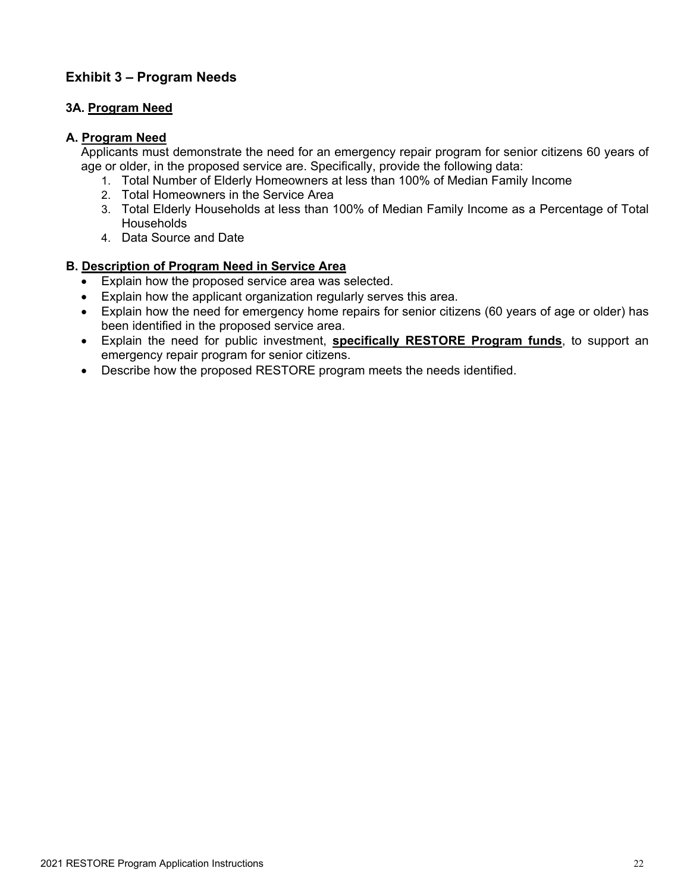## Exhibit 3 – Program Needs

### 3A. <u>Program Need</u>

**A. <u>Program Need</u>**

Applicants must demonstrate the need for an emergency repair program for senior citizens 60 years of age or older, in the proposed service are. Specifically, provide the following data:

1. Total Number of Elderly Homeowners at less than 100% of Median Family Income
2. Total Homeowners in the Service Area
3. Total Elderly Households at less than 100% of Median Family Income as a Percentage of Total Households
4. Data Source and Date

**B. <u>Description of Program Need in Service Area</u>**

- Explain how the proposed service area was selected.
- Explain how the applicant organization regularly serves this area.
- Explain how the need for emergency home repairs for senior citizens (60 years of age or older) has been identified in the proposed service area.
- Explain the need for public investment, **<u>specifically RESTORE Program funds</u>**, to support an emergency repair program for senior citizens.
- Describe how the proposed RESTORE program meets the needs identified.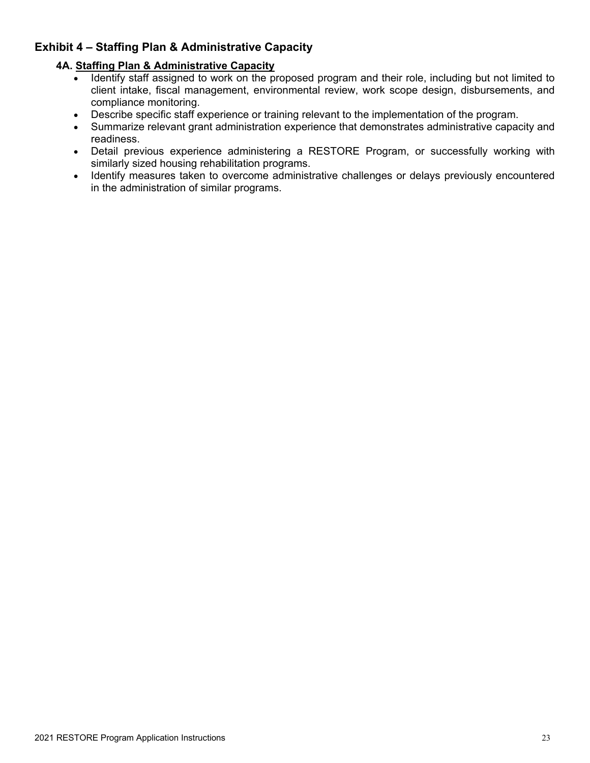## Exhibit 4 – Staffing Plan & Administrative Capacity

### 4A. Staffing Plan & Administrative Capacity

- Identify staff assigned to work on the proposed program and their role, including but not limited to client intake, fiscal management, environmental review, work scope design, disbursements, and compliance monitoring.
- Describe specific staff experience or training relevant to the implementation of the program.
- Summarize relevant grant administration experience that demonstrates administrative capacity and readiness.
- Detail previous experience administering a RESTORE Program, or successfully working with similarly sized housing rehabilitation programs.
- Identify measures taken to overcome administrative challenges or delays previously encountered in the administration of similar programs.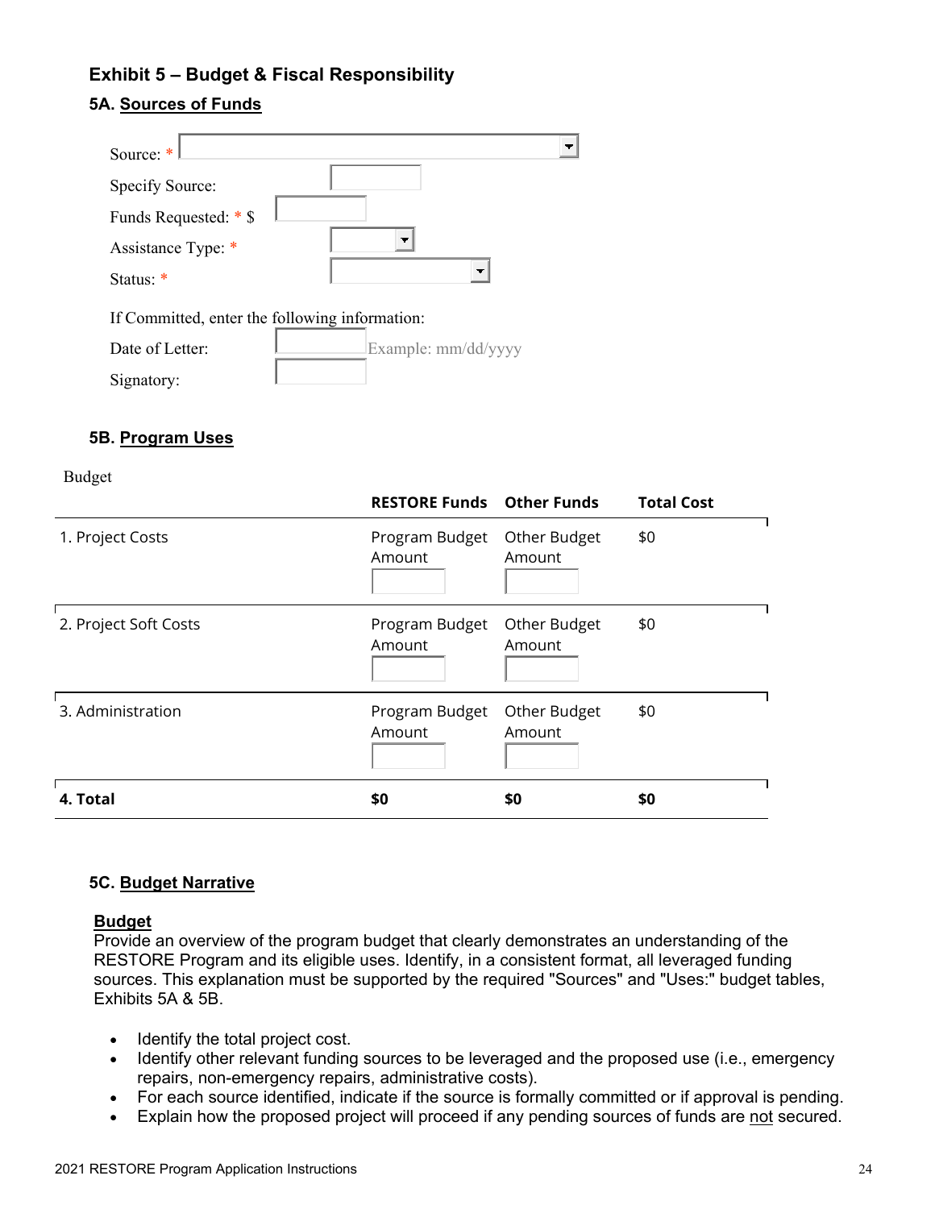### Exhibit 5 – Budget & Fiscal Responsibility

#### 5A. Sources of Funds

Source: *

Specify Source:

Funds Requested: * $

Assistance Type: *

Status: *

If Committed, enter the following information:

Date of Letter: Example: mm/dd/yyyy

Signatory:

#### 5B. Program Uses

Budget

| | RESTORE Funds | Other Funds | Total Cost |
|---|---|---|---|
| 1. Project Costs | Program Budget Amount | Other Budget Amount | $0 |
| 2. Project Soft Costs | Program Budget Amount | Other Budget Amount | $0 |
| 3. Administration | Program Budget Amount | Other Budget Amount | $0 |
| **4. Total** | **$0** | **$0** | **$0** |

#### 5C. Budget Narrative

**Budget**

Provide an overview of the program budget that clearly demonstrates an understanding of the RESTORE Program and its eligible uses. Identify, in a consistent format, all leveraged funding sources. This explanation must be supported by the required "Sources" and "Uses:" budget tables, Exhibits 5A & 5B.

- Identify the total project cost.
- Identify other relevant funding sources to be leveraged and the proposed use (i.e., emergency repairs, non-emergency repairs, administrative costs).
- For each source identified, indicate if the source is formally committed or if approval is pending.
- Explain how the proposed project will proceed if any pending sources of funds are not secured.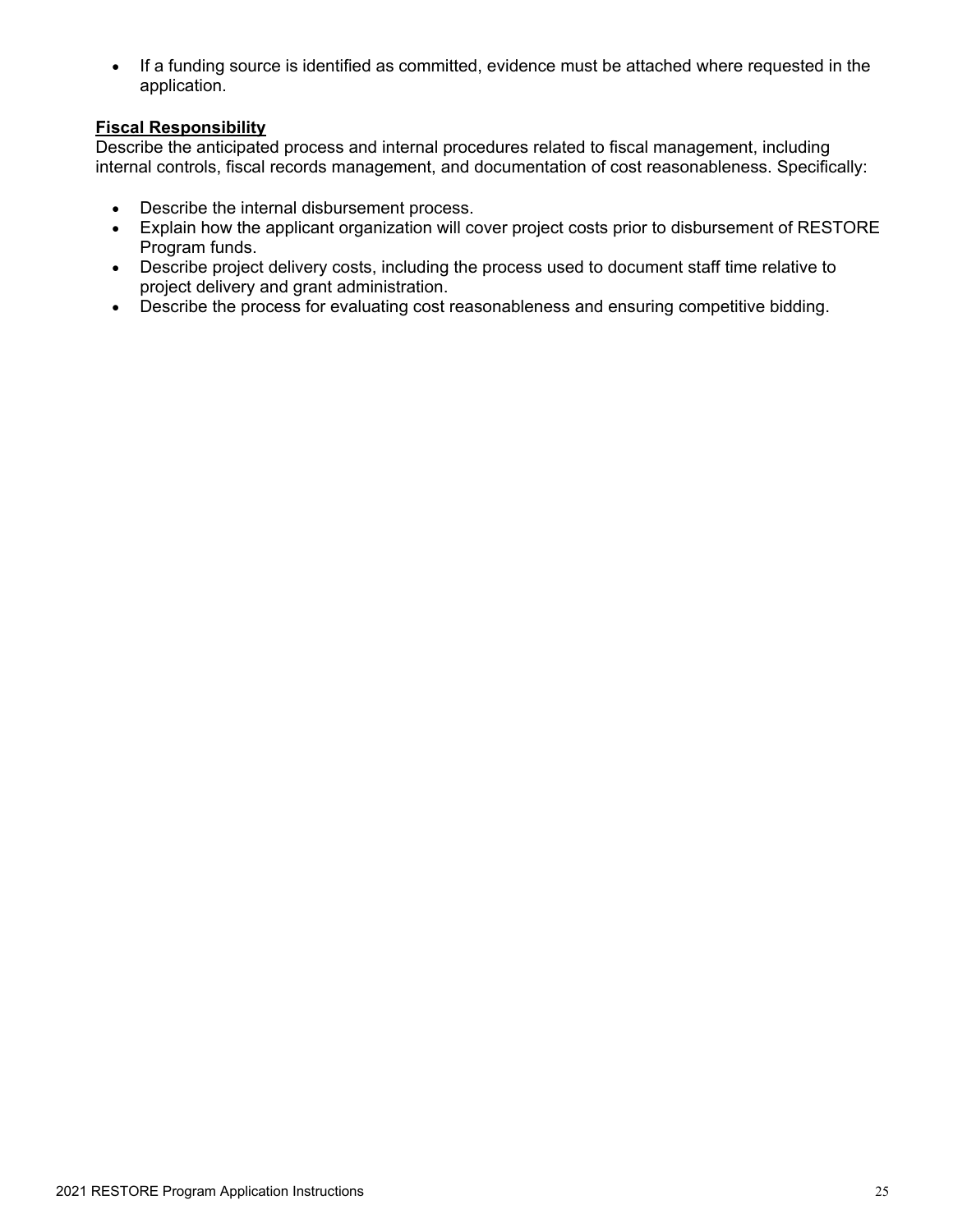- If a funding source is identified as committed, evidence must be attached where requested in the application.

**Fiscal Responsibility**

Describe the anticipated process and internal procedures related to fiscal management, including internal controls, fiscal records management, and documentation of cost reasonableness. Specifically:

- Describe the internal disbursement process.
- Explain how the applicant organization will cover project costs prior to disbursement of RESTORE Program funds.
- Describe project delivery costs, including the process used to document staff time relative to project delivery and grant administration.
- Describe the process for evaluating cost reasonableness and ensuring competitive bidding.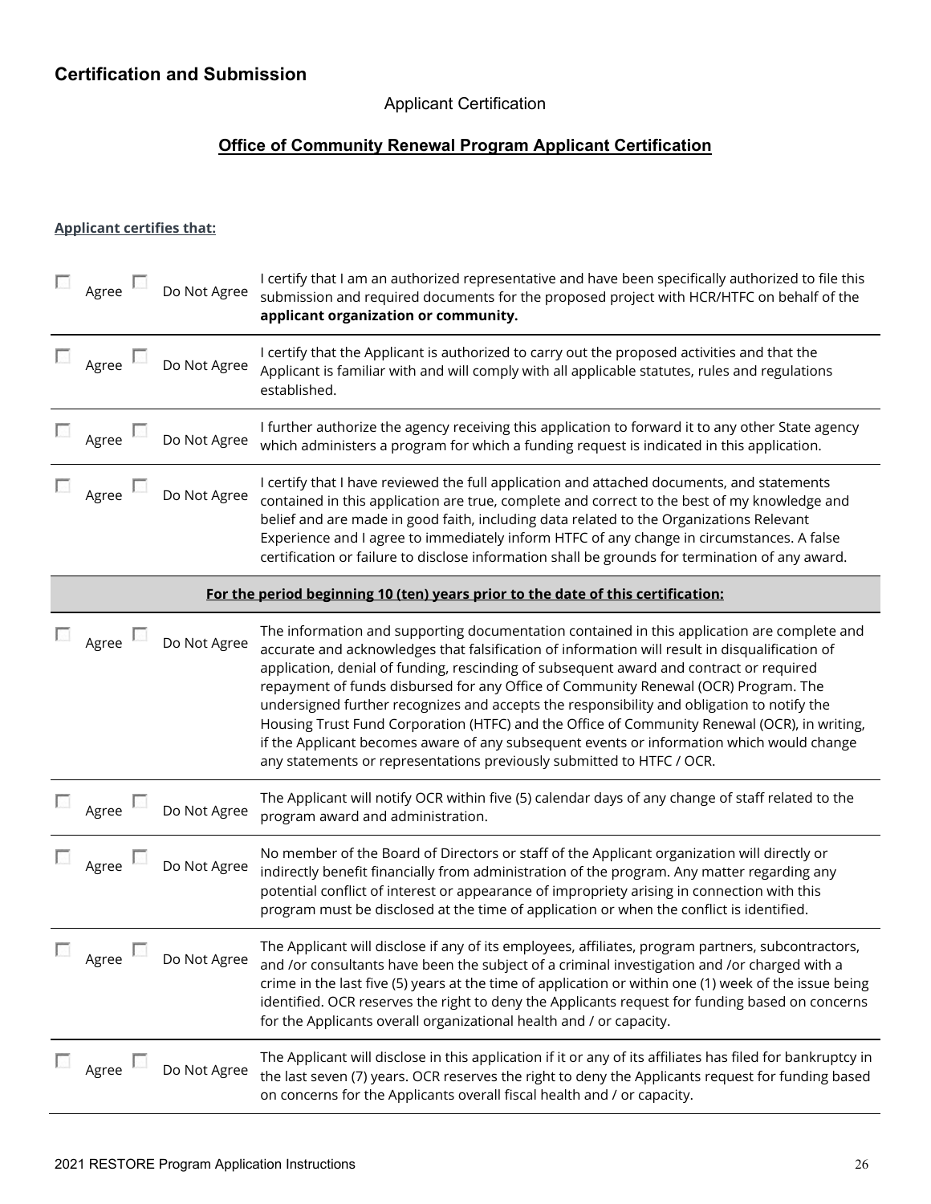## Certification and Submission

Applicant Certification

### Office of Community Renewal Program Applicant Certification

**Applicant certifies that:**

| | | |
|---|---|---|
| ☐ Agree | ☐ Do Not Agree | I certify that I am an authorized representative and have been specifically authorized to file this submission and required documents for the proposed project with HCR/HTFC on behalf of the **applicant organization or community.** |
| ☐ Agree | ☐ Do Not Agree | I certify that the Applicant is authorized to carry out the proposed activities and that the Applicant is familiar with and will comply with all applicable statutes, rules and regulations established. |
| ☐ Agree | ☐ Do Not Agree | I further authorize the agency receiving this application to forward it to any other State agency which administers a program for which a funding request is indicated in this application. |
| ☐ Agree | ☐ Do Not Agree | I certify that I have reviewed the full application and attached documents, and statements contained in this application are true, complete and correct to the best of my knowledge and belief and are made in good faith, including data related to the Organizations Relevant Experience and I agree to immediately inform HTFC of any change in circumstances. A false certification or failure to disclose information shall be grounds for termination of any award. |
| | | **For the period beginning 10 (ten) years prior to the date of this certification:** |
| ☐ Agree | ☐ Do Not Agree | The information and supporting documentation contained in this application are complete and accurate and acknowledges that falsification of information will result in disqualification of application, denial of funding, rescinding of subsequent award and contract or required repayment of funds disbursed for any Office of Community Renewal (OCR) Program. The undersigned further recognizes and accepts the responsibility and obligation to notify the Housing Trust Fund Corporation (HTFC) and the Office of Community Renewal (OCR), in writing, if the Applicant becomes aware of any subsequent events or information which would change any statements or representations previously submitted to HTFC / OCR. |
| ☐ Agree | ☐ Do Not Agree | The Applicant will notify OCR within five (5) calendar days of any change of staff related to the program award and administration. |
| ☐ Agree | ☐ Do Not Agree | No member of the Board of Directors or staff of the Applicant organization will directly or indirectly benefit financially from administration of the program. Any matter regarding any potential conflict of interest or appearance of impropriety arising in connection with this program must be disclosed at the time of application or when the conflict is identified. |
| ☐ Agree | ☐ Do Not Agree | The Applicant will disclose if any of its employees, affiliates, program partners, subcontractors, and /or consultants have been the subject of a criminal investigation and /or charged with a crime in the last five (5) years at the time of application or within one (1) week of the issue being identified. OCR reserves the right to deny the Applicants request for funding based on concerns for the Applicants overall organizational health and / or capacity. |
| ☐ Agree | ☐ Do Not Agree | The Applicant will disclose in this application if it or any of its affiliates has filed for bankruptcy in the last seven (7) years. OCR reserves the right to deny the Applicants request for funding based on concerns for the Applicants overall fiscal health and / or capacity. |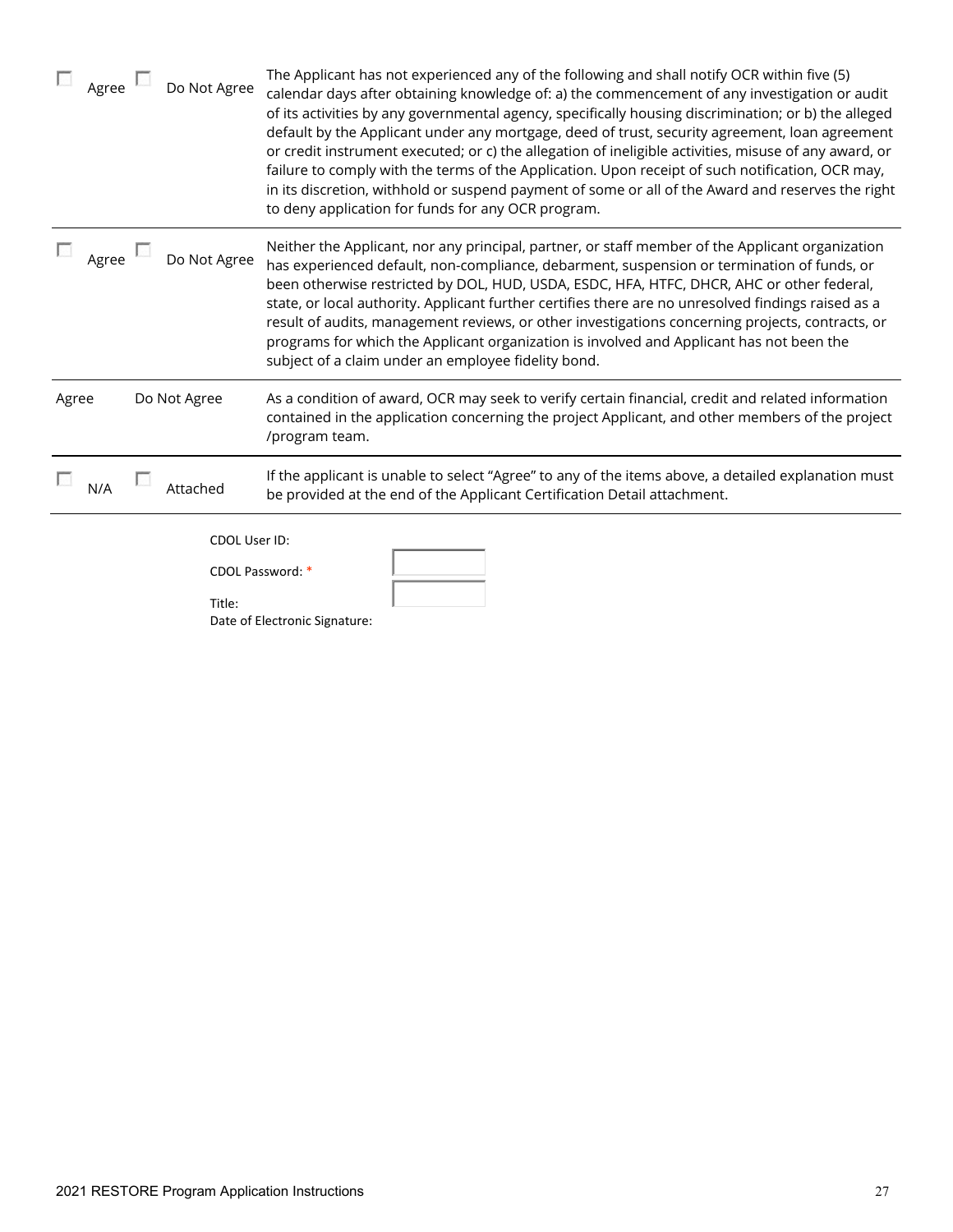| | | |
|---|---|---|
| ☐ Agree | ☐ Do Not Agree | The Applicant has not experienced any of the following and shall notify OCR within five (5) calendar days after obtaining knowledge of: a) the commencement of any investigation or audit of its activities by any governmental agency, specifically housing discrimination; or b) the alleged default by the Applicant under any mortgage, deed of trust, security agreement, loan agreement or credit instrument executed; or c) the allegation of ineligible activities, misuse of any award, or failure to comply with the terms of the Application. Upon receipt of such notification, OCR may, in its discretion, withhold or suspend payment of some or all of the Award and reserves the right to deny application for funds for any OCR program. |
| ☐ Agree | ☐ Do Not Agree | Neither the Applicant, nor any principal, partner, or staff member of the Applicant organization has experienced default, non-compliance, debarment, suspension or termination of funds, or been otherwise restricted by DOL, HUD, USDA, ESDC, HFA, HTFC, DHCR, AHC or other federal, state, or local authority. Applicant further certifies there are no unresolved findings raised as a result of audits, management reviews, or other investigations concerning projects, contracts, or programs for which the Applicant organization is involved and Applicant has not been the subject of a claim under an employee fidelity bond. |
| Agree | Do Not Agree | As a condition of award, OCR may seek to verify certain financial, credit and related information contained in the application concerning the project Applicant, and other members of the project /program team. |
| ☐ N/A | ☐ Attached | If the applicant is unable to select "Agree" to any of the items above, a detailed explanation must be provided at the end of the Applicant Certification Detail attachment. |

CDOL User ID:

CDOL Password: *

Title:

Date of Electronic Signature: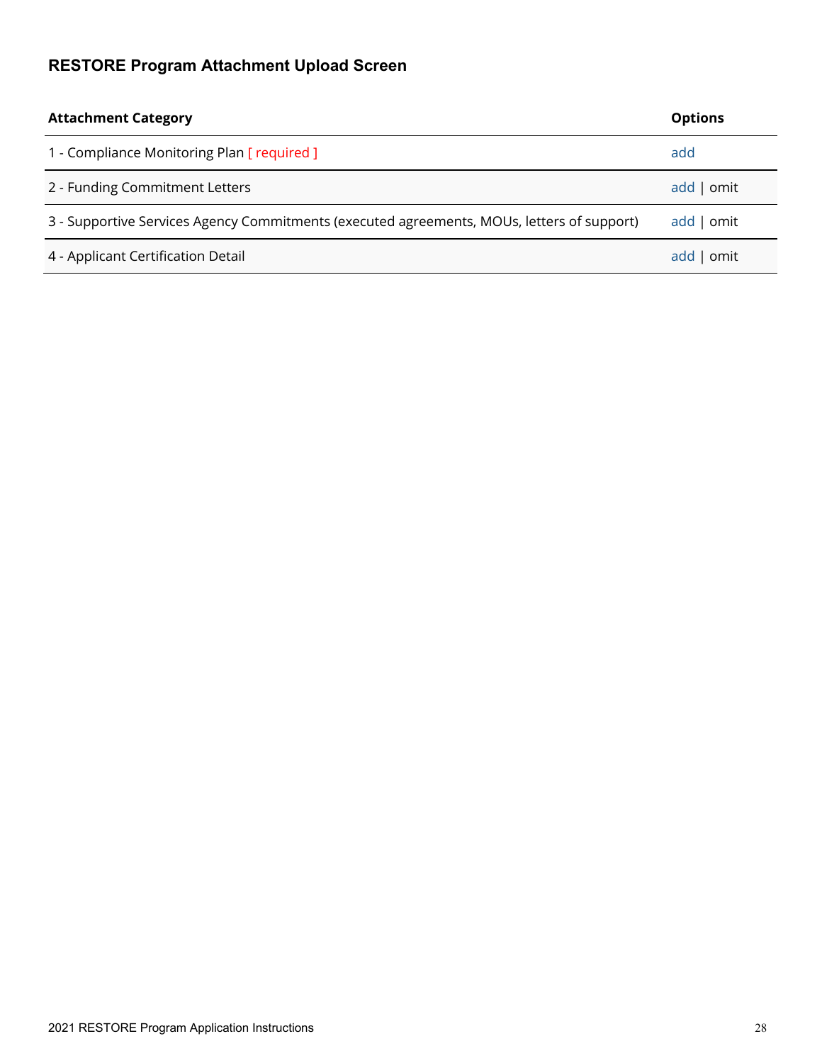### RESTORE Program Attachment Upload Screen

| Attachment Category | Options |
|---|---|
| 1 - Compliance Monitoring Plan [ required ] | add |
| 2 - Funding Commitment Letters | add \| omit |
| 3 - Supportive Services Agency Commitments (executed agreements, MOUs, letters of support) | add \| omit |
| 4 - Applicant Certification Detail | add \| omit |